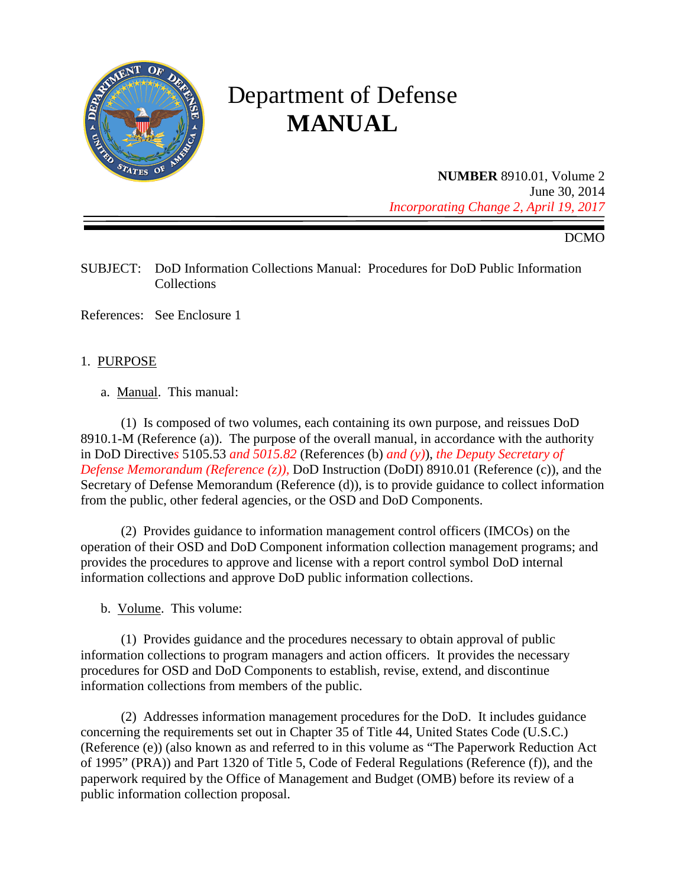# Department of Defense
# MANUAL

**NUMBER** 8910.01, Volume 2
June 30, 2014
*Incorporating Change 2, April 19, 2017*

DCMO

SUBJECT: DoD Information Collections Manual: Procedures for DoD Public Information Collections

References: See Enclosure 1

1. PURPOSE

a. Manual. This manual:

(1) Is composed of two volumes, each containing its own purpose, and reissues DoD 8910.1-M (Reference (a)). The purpose of the overall manual, in accordance with the authority in DoD Directives 5105.53 *and 5015.82* (References (b) *and (y)*), *the Deputy Secretary of Defense Memorandum (Reference (z)),* DoD Instruction (DoDI) 8910.01 (Reference (c)), and the Secretary of Defense Memorandum (Reference (d)), is to provide guidance to collect information from the public, other federal agencies, or the OSD and DoD Components.

(2) Provides guidance to information management control officers (IMCOs) on the operation of their OSD and DoD Component information collection management programs; and provides the procedures to approve and license with a report control symbol DoD internal information collections and approve DoD public information collections.

b. Volume. This volume:

(1) Provides guidance and the procedures necessary to obtain approval of public information collections to program managers and action officers. It provides the necessary procedures for OSD and DoD Components to establish, revise, extend, and discontinue information collections from members of the public.

(2) Addresses information management procedures for the DoD. It includes guidance concerning the requirements set out in Chapter 35 of Title 44, United States Code (U.S.C.) (Reference (e)) (also known as and referred to in this volume as "The Paperwork Reduction Act of 1995" (PRA)) and Part 1320 of Title 5, Code of Federal Regulations (Reference (f)), and the paperwork required by the Office of Management and Budget (OMB) before its review of a public information collection proposal.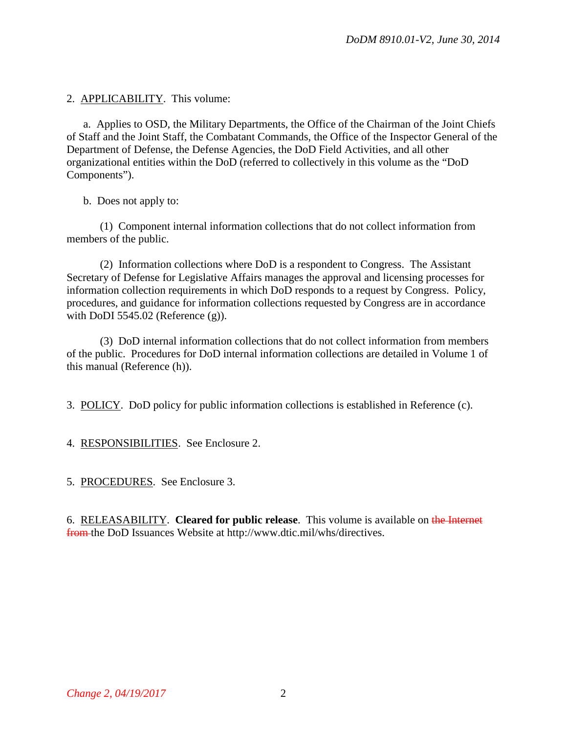2. APPLICABILITY. This volume:

a. Applies to OSD, the Military Departments, the Office of the Chairman of the Joint Chiefs of Staff and the Joint Staff, the Combatant Commands, the Office of the Inspector General of the Department of Defense, the Defense Agencies, the DoD Field Activities, and all other organizational entities within the DoD (referred to collectively in this volume as the "DoD Components").

b. Does not apply to:

(1) Component internal information collections that do not collect information from members of the public.

(2) Information collections where DoD is a respondent to Congress. The Assistant Secretary of Defense for Legislative Affairs manages the approval and licensing processes for information collection requirements in which DoD responds to a request by Congress. Policy, procedures, and guidance for information collections requested by Congress are in accordance with DoDI 5545.02 (Reference (g)).

(3) DoD internal information collections that do not collect information from members of the public. Procedures for DoD internal information collections are detailed in Volume 1 of this manual (Reference (h)).

3. POLICY. DoD policy for public information collections is established in Reference (c).

4. RESPONSIBILITIES. See Enclosure 2.

5. PROCEDURES. See Enclosure 3.

6. RELEASABILITY. **Cleared for public release**. This volume is available on ~~the Internet from~~ the DoD Issuances Website at http://www.dtic.mil/whs/directives.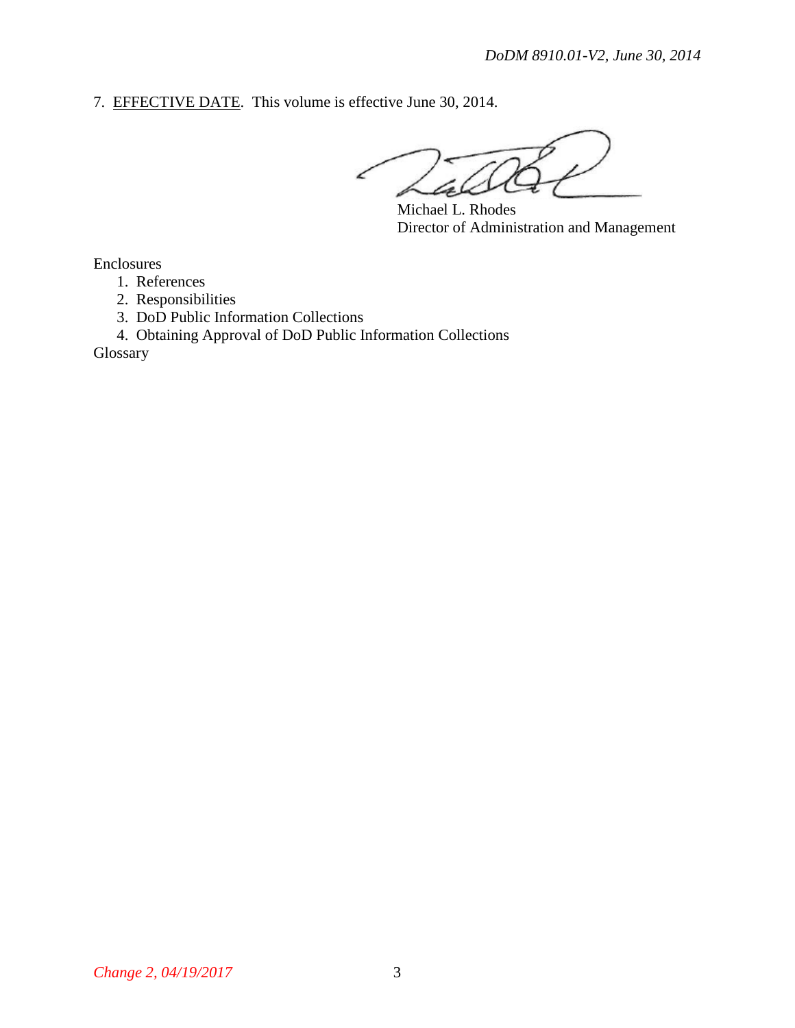7. EFFECTIVE DATE. This volume is effective June 30, 2014.

Michael L. Rhodes
Director of Administration and Management

Enclosures

1. References
2. Responsibilities
3. DoD Public Information Collections
4. Obtaining Approval of DoD Public Information Collections

Glossary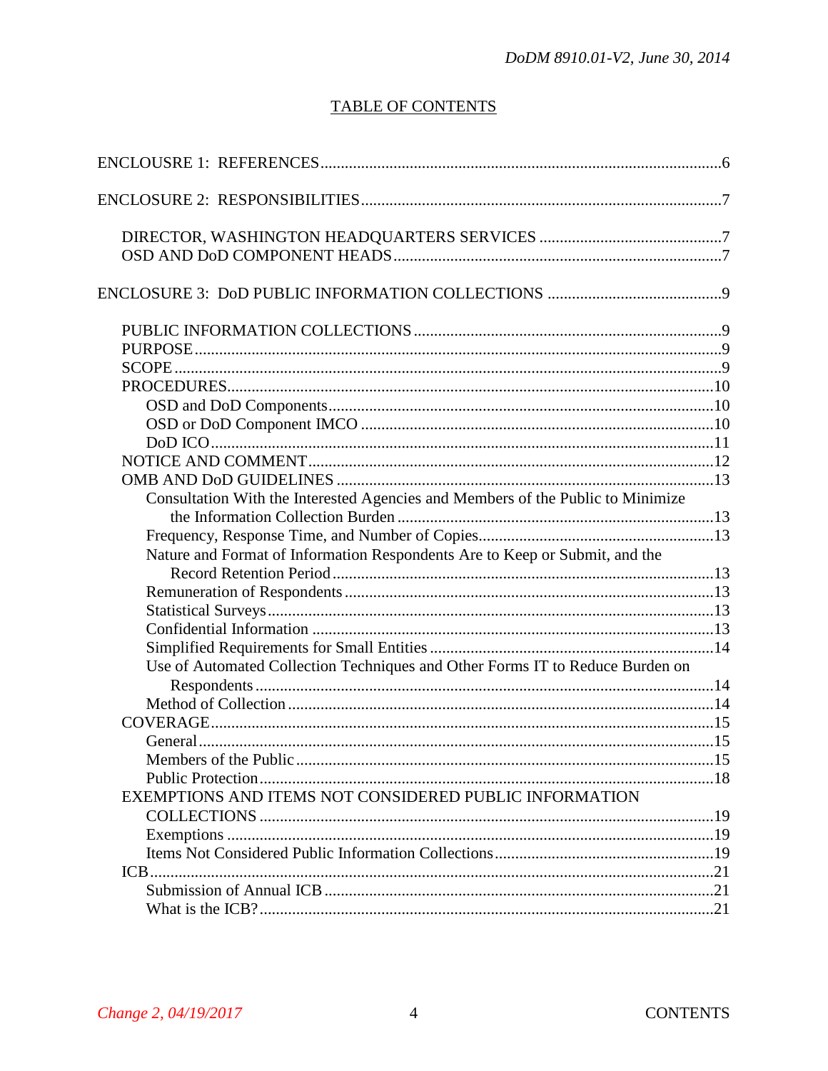# TABLE OF CONTENTS

ENCLOUSRE 1: REFERENCES ....................................................................................................6

ENCLOSURE 2: RESPONSIBILITIES .........................................................................................7

- DIRECTOR, WASHINGTON HEADQUARTERS SERVICES .............................................7
- OSD AND DoD COMPONENT HEADS ................................................................................7

ENCLOSURE 3: DoD PUBLIC INFORMATION COLLECTIONS ...........................................9

- PUBLIC INFORMATION COLLECTIONS ...........................................................................9
- PURPOSE .................................................................................................................................9
- SCOPE .....................................................................................................................................9
- PROCEDURES .......................................................................................................................10
  - OSD and DoD Components ...............................................................................................10
  - OSD or DoD Component IMCO .......................................................................................10
  - DoD ICO ............................................................................................................................11
- NOTICE AND COMMENT ...................................................................................................12
- OMB AND DoD GUIDELINES ............................................................................................13
  - Consultation With the Interested Agencies and Members of the Public to Minimize the Information Collection Burden ..............................................................................13
  - Frequency, Response Time, and Number of Copies ..........................................................13
  - Nature and Format of Information Respondents Are to Keep or Submit, and the Record Retention Period .............................................................................................13
  - Remuneration of Respondents ...........................................................................................13
  - Statistical Surveys ..............................................................................................................13
  - Confidential Information ...................................................................................................13
  - Simplified Requirements for Small Entities ......................................................................14
  - Use of Automated Collection Techniques and Other Forms IT to Reduce Burden on Respondents .................................................................................................................14
  - Method of Collection .........................................................................................................14
- COVERAGE ...........................................................................................................................15
  - General ...............................................................................................................................15
  - Members of the Public .......................................................................................................15
  - Public Protection ................................................................................................................18
- EXEMPTIONS AND ITEMS NOT CONSIDERED PUBLIC INFORMATION COLLECTIONS ...............................................................................................................19
  - Exemptions ........................................................................................................................19
  - Items Not Considered Public Information Collections .......................................................19
- ICB .........................................................................................................................................21
  - Submission of Annual ICB ................................................................................................21
  - What is the ICB? ................................................................................................................21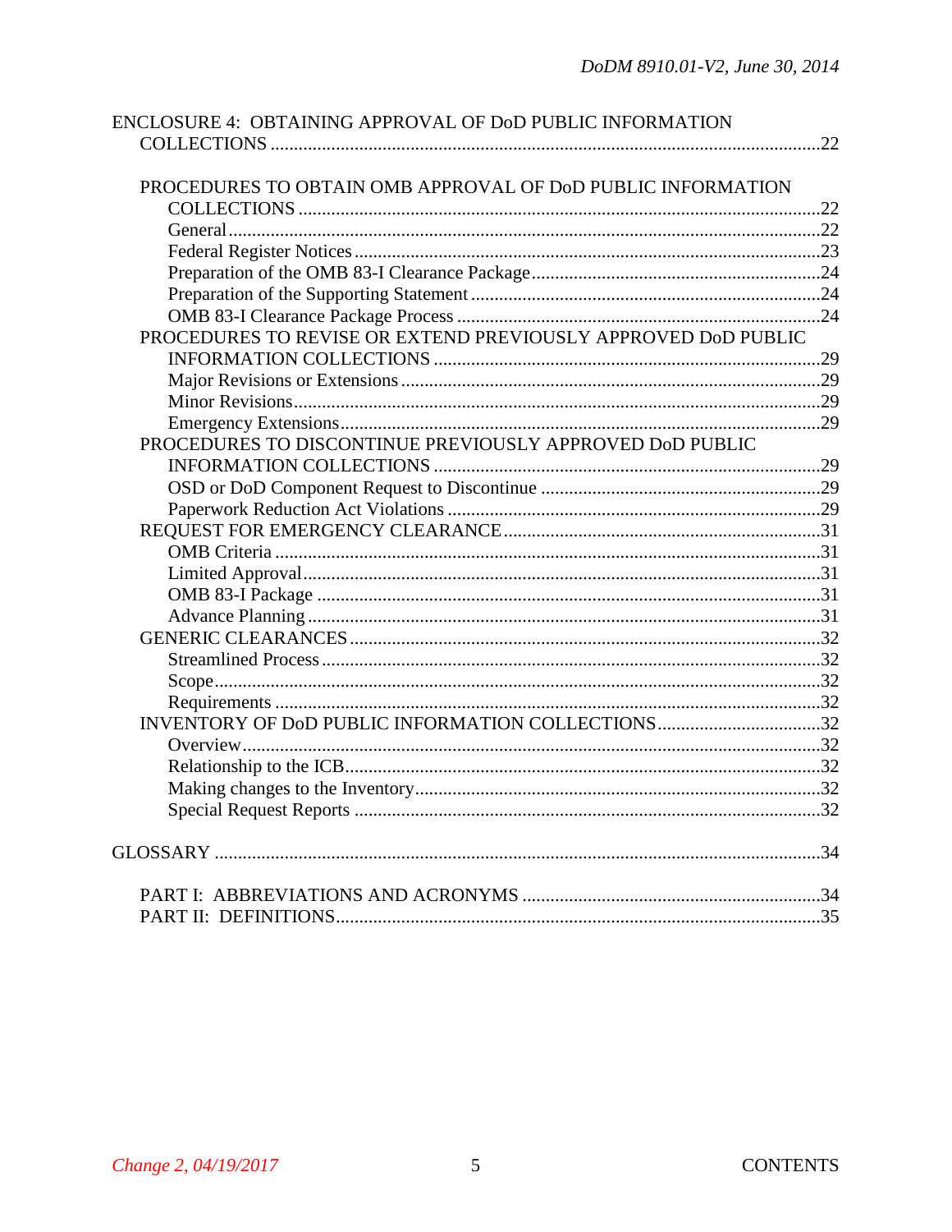ENCLOSURE 4: OBTAINING APPROVAL OF DoD PUBLIC INFORMATION COLLECTIONS ....................22

- PROCEDURES TO OBTAIN OMB APPROVAL OF DoD PUBLIC INFORMATION COLLECTIONS ....................22
  - General ....................22
  - Federal Register Notices ....................23
  - Preparation of the OMB 83-I Clearance Package ....................24
  - Preparation of the Supporting Statement ....................24
  - OMB 83-I Clearance Package Process ....................24
- PROCEDURES TO REVISE OR EXTEND PREVIOUSLY APPROVED DoD PUBLIC INFORMATION COLLECTIONS ....................29
  - Major Revisions or Extensions ....................29
  - Minor Revisions ....................29
  - Emergency Extensions ....................29
- PROCEDURES TO DISCONTINUE PREVIOUSLY APPROVED DoD PUBLIC INFORMATION COLLECTIONS ....................29
  - OSD or DoD Component Request to Discontinue ....................29
  - Paperwork Reduction Act Violations ....................29
- REQUEST FOR EMERGENCY CLEARANCE ....................31
  - OMB Criteria ....................31
  - Limited Approval ....................31
  - OMB 83-I Package ....................31
  - Advance Planning ....................31
- GENERIC CLEARANCES ....................32
  - Streamlined Process ....................32
  - Scope ....................32
  - Requirements ....................32
- INVENTORY OF DoD PUBLIC INFORMATION COLLECTIONS ....................32
  - Overview ....................32
  - Relationship to the ICB ....................32
  - Making changes to the Inventory ....................32
  - Special Request Reports ....................32

GLOSSARY ....................34

- PART I: ABBREVIATIONS AND ACRONYMS ....................34
- PART II: DEFINITIONS ....................35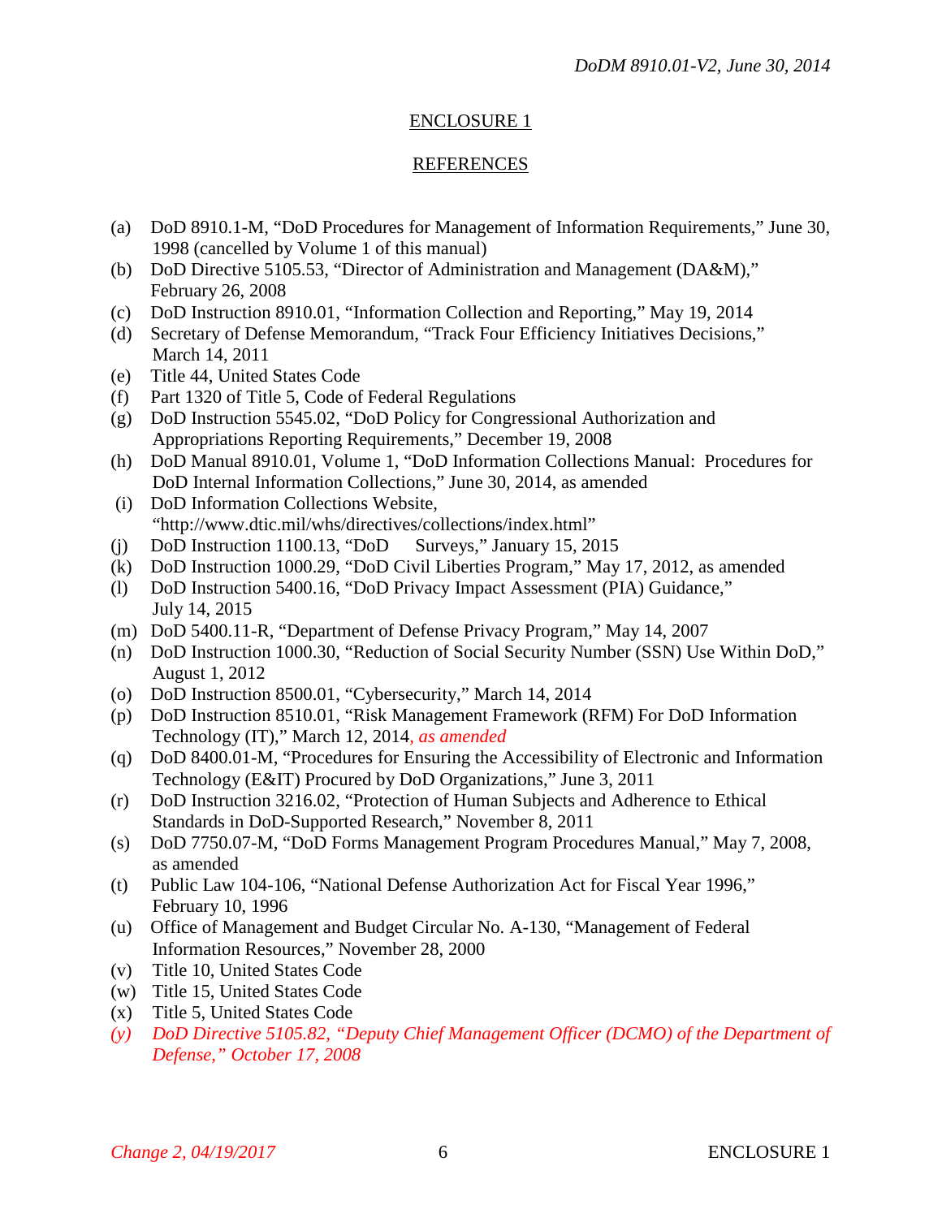ENCLOSURE 1

REFERENCES

(a) DoD 8910.1-M, "DoD Procedures for Management of Information Requirements," June 30, 1998 (cancelled by Volume 1 of this manual)
(b) DoD Directive 5105.53, "Director of Administration and Management (DA&M)," February 26, 2008
(c) DoD Instruction 8910.01, "Information Collection and Reporting," May 19, 2014
(d) Secretary of Defense Memorandum, "Track Four Efficiency Initiatives Decisions," March 14, 2011
(e) Title 44, United States Code
(f) Part 1320 of Title 5, Code of Federal Regulations
(g) DoD Instruction 5545.02, "DoD Policy for Congressional Authorization and Appropriations Reporting Requirements," December 19, 2008
(h) DoD Manual 8910.01, Volume 1, "DoD Information Collections Manual: Procedures for DoD Internal Information Collections," June 30, 2014, as amended
(i) DoD Information Collections Website, "http://www.dtic.mil/whs/directives/collections/index.html"
(j) DoD Instruction 1100.13, "DoD Surveys," January 15, 2015
(k) DoD Instruction 1000.29, "DoD Civil Liberties Program," May 17, 2012, as amended
(l) DoD Instruction 5400.16, "DoD Privacy Impact Assessment (PIA) Guidance," July 14, 2015
(m) DoD 5400.11-R, "Department of Defense Privacy Program," May 14, 2007
(n) DoD Instruction 1000.30, "Reduction of Social Security Number (SSN) Use Within DoD," August 1, 2012
(o) DoD Instruction 8500.01, "Cybersecurity," March 14, 2014
(p) DoD Instruction 8510.01, "Risk Management Framework (RFM) For DoD Information Technology (IT)," March 12, 2014*, as amended*
(q) DoD 8400.01-M, "Procedures for Ensuring the Accessibility of Electronic and Information Technology (E&IT) Procured by DoD Organizations," June 3, 2011
(r) DoD Instruction 3216.02, "Protection of Human Subjects and Adherence to Ethical Standards in DoD-Supported Research," November 8, 2011
(s) DoD 7750.07-M, "DoD Forms Management Program Procedures Manual," May 7, 2008, as amended
(t) Public Law 104-106, "National Defense Authorization Act for Fiscal Year 1996," February 10, 1996
(u) Office of Management and Budget Circular No. A-130, "Management of Federal Information Resources," November 28, 2000
(v) Title 10, United States Code
(w) Title 15, United States Code
(x) Title 5, United States Code
*(y) DoD Directive 5105.82, "Deputy Chief Management Officer (DCMO) of the Department of Defense," October 17, 2008*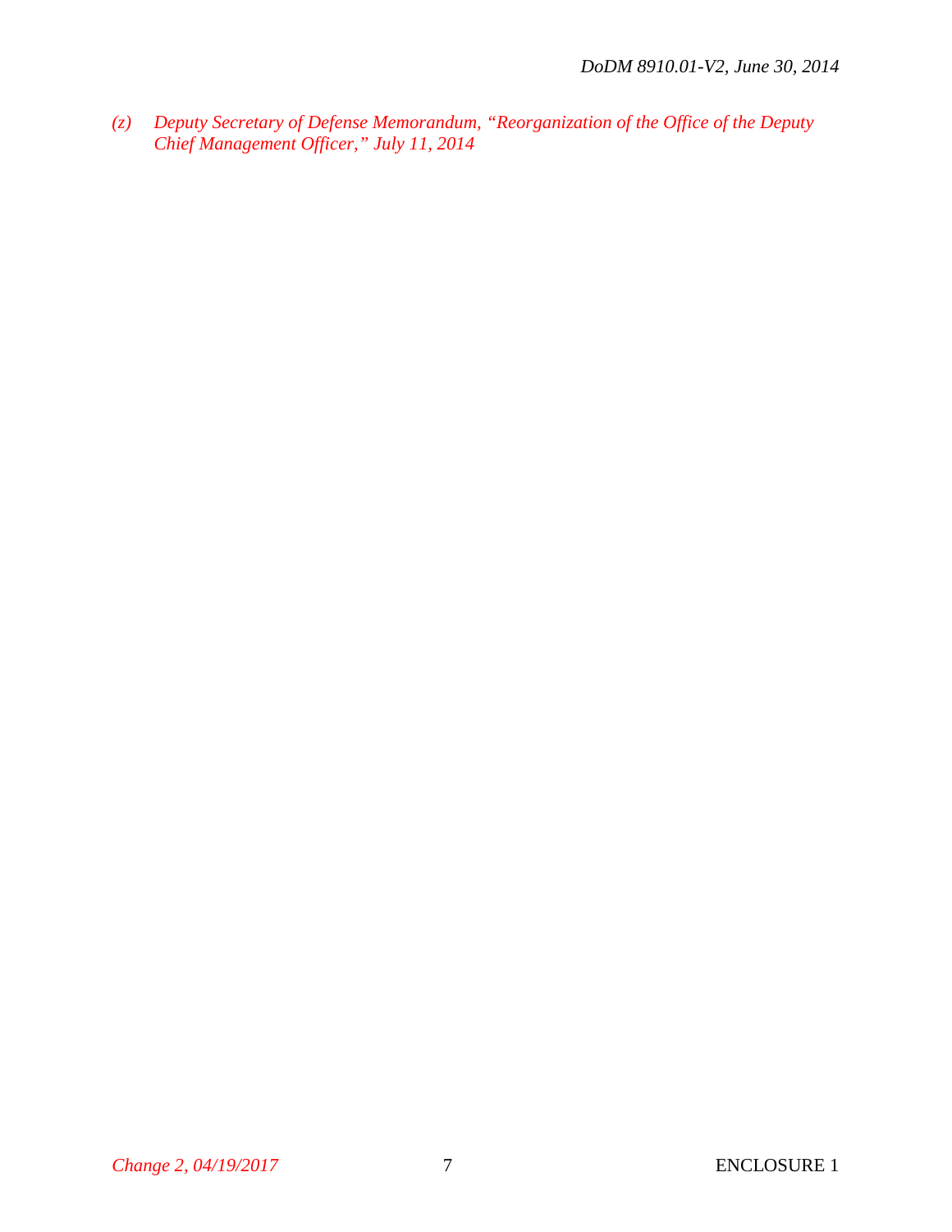*(z) Deputy Secretary of Defense Memorandum, "Reorganization of the Office of the Deputy Chief Management Officer," July 11, 2014*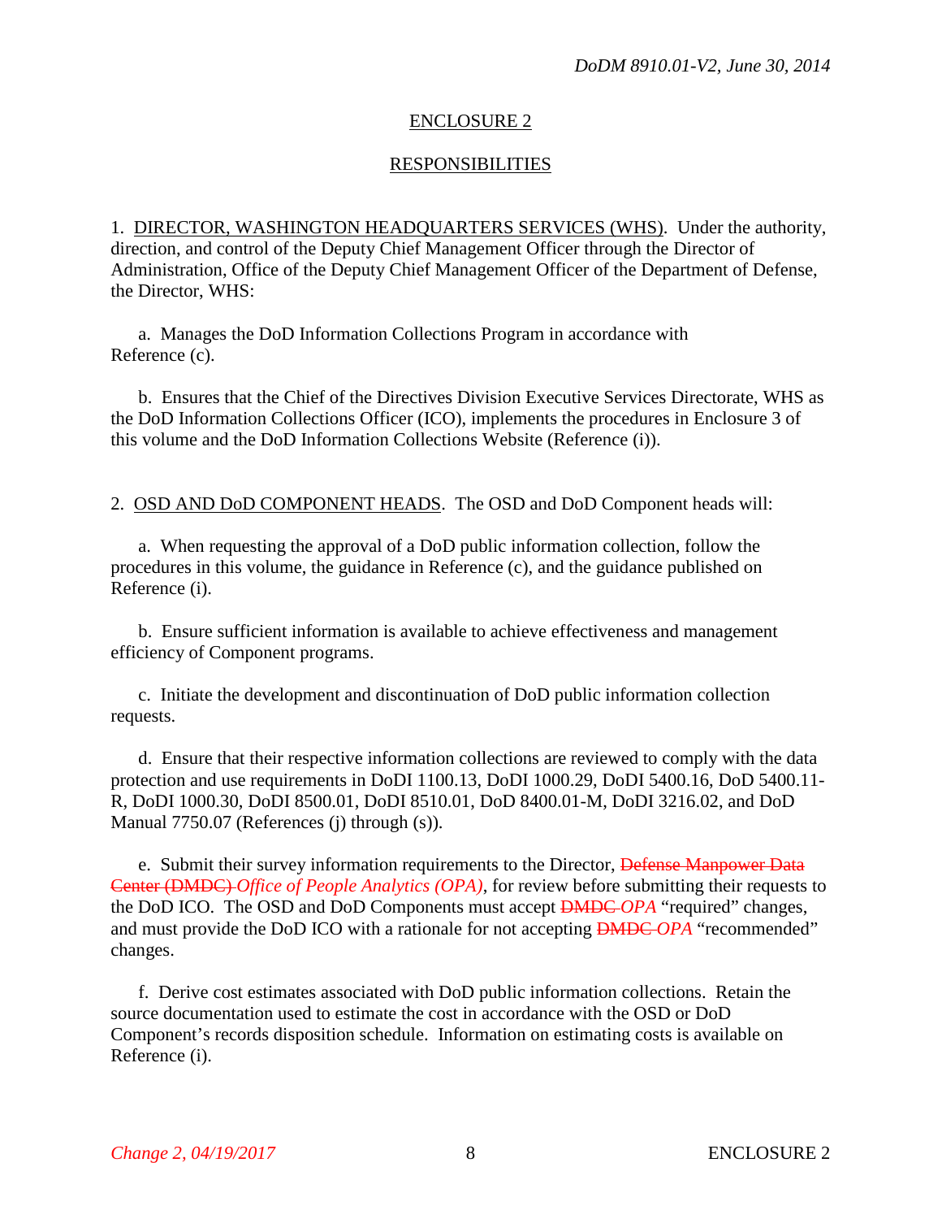# ENCLOSURE 2

## RESPONSIBILITIES

1. DIRECTOR, WASHINGTON HEADQUARTERS SERVICES (WHS). Under the authority, direction, and control of the Deputy Chief Management Officer through the Director of Administration, Office of the Deputy Chief Management Officer of the Department of Defense, the Director, WHS:

   a. Manages the DoD Information Collections Program in accordance with Reference (c).

   b. Ensures that the Chief of the Directives Division Executive Services Directorate, WHS as the DoD Information Collections Officer (ICO), implements the procedures in Enclosure 3 of this volume and the DoD Information Collections Website (Reference (i)).

2. OSD AND DoD COMPONENT HEADS. The OSD and DoD Component heads will:

   a. When requesting the approval of a DoD public information collection, follow the procedures in this volume, the guidance in Reference (c), and the guidance published on Reference (i).

   b. Ensure sufficient information is available to achieve effectiveness and management efficiency of Component programs.

   c. Initiate the development and discontinuation of DoD public information collection requests.

   d. Ensure that their respective information collections are reviewed to comply with the data protection and use requirements in DoDI 1100.13, DoDI 1000.29, DoDI 5400.16, DoD 5400.11-R, DoDI 1000.30, DoDI 8500.01, DoDI 8510.01, DoD 8400.01-M, DoDI 3216.02, and DoD Manual 7750.07 (References (j) through (s)).

   e. Submit their survey information requirements to the Director, ~~Defense Manpower Data Center (DMDC)~~ *Office of People Analytics (OPA)*, for review before submitting their requests to the DoD ICO. The OSD and DoD Components must accept ~~DMDC~~ *OPA* "required" changes, and must provide the DoD ICO with a rationale for not accepting ~~DMDC~~ *OPA* "recommended" changes.

   f. Derive cost estimates associated with DoD public information collections. Retain the source documentation used to estimate the cost in accordance with the OSD or DoD Component's records disposition schedule. Information on estimating costs is available on Reference (i).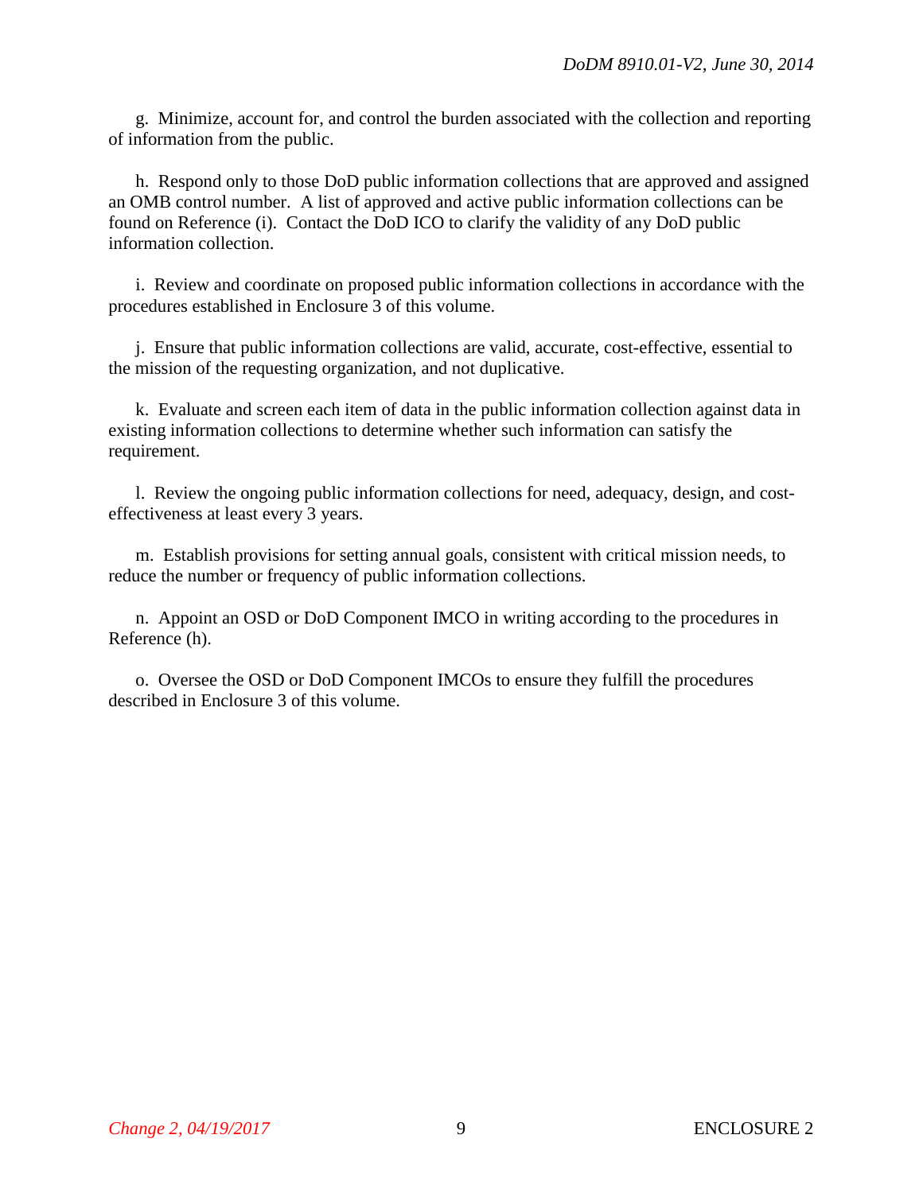g. Minimize, account for, and control the burden associated with the collection and reporting of information from the public.

h. Respond only to those DoD public information collections that are approved and assigned an OMB control number. A list of approved and active public information collections can be found on Reference (i). Contact the DoD ICO to clarify the validity of any DoD public information collection.

i. Review and coordinate on proposed public information collections in accordance with the procedures established in Enclosure 3 of this volume.

j. Ensure that public information collections are valid, accurate, cost-effective, essential to the mission of the requesting organization, and not duplicative.

k. Evaluate and screen each item of data in the public information collection against data in existing information collections to determine whether such information can satisfy the requirement.

l. Review the ongoing public information collections for need, adequacy, design, and cost-effectiveness at least every 3 years.

m. Establish provisions for setting annual goals, consistent with critical mission needs, to reduce the number or frequency of public information collections.

n. Appoint an OSD or DoD Component IMCO in writing according to the procedures in Reference (h).

o. Oversee the OSD or DoD Component IMCOs to ensure they fulfill the procedures described in Enclosure 3 of this volume.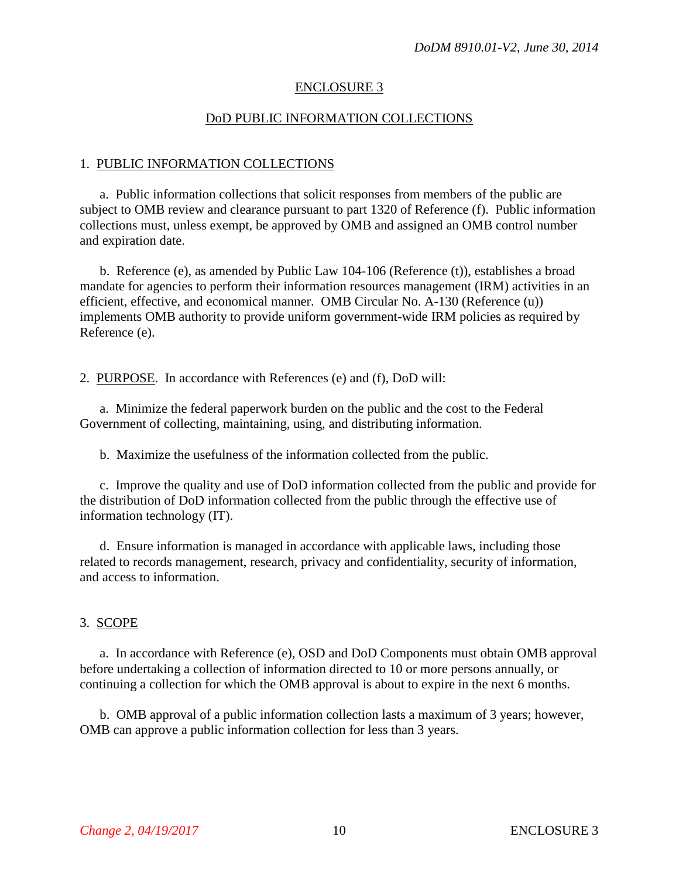## ENCLOSURE 3

## DoD PUBLIC INFORMATION COLLECTIONS

### 1. PUBLIC INFORMATION COLLECTIONS

a. Public information collections that solicit responses from members of the public are subject to OMB review and clearance pursuant to part 1320 of Reference (f). Public information collections must, unless exempt, be approved by OMB and assigned an OMB control number and expiration date.

b. Reference (e), as amended by Public Law 104-106 (Reference (t)), establishes a broad mandate for agencies to perform their information resources management (IRM) activities in an efficient, effective, and economical manner. OMB Circular No. A-130 (Reference (u)) implements OMB authority to provide uniform government-wide IRM policies as required by Reference (e).

### 2. PURPOSE. In accordance with References (e) and (f), DoD will:

a. Minimize the federal paperwork burden on the public and the cost to the Federal Government of collecting, maintaining, using, and distributing information.

b. Maximize the usefulness of the information collected from the public.

c. Improve the quality and use of DoD information collected from the public and provide for the distribution of DoD information collected from the public through the effective use of information technology (IT).

d. Ensure information is managed in accordance with applicable laws, including those related to records management, research, privacy and confidentiality, security of information, and access to information.

### 3. SCOPE

a. In accordance with Reference (e), OSD and DoD Components must obtain OMB approval before undertaking a collection of information directed to 10 or more persons annually, or continuing a collection for which the OMB approval is about to expire in the next 6 months.

b. OMB approval of a public information collection lasts a maximum of 3 years; however, OMB can approve a public information collection for less than 3 years.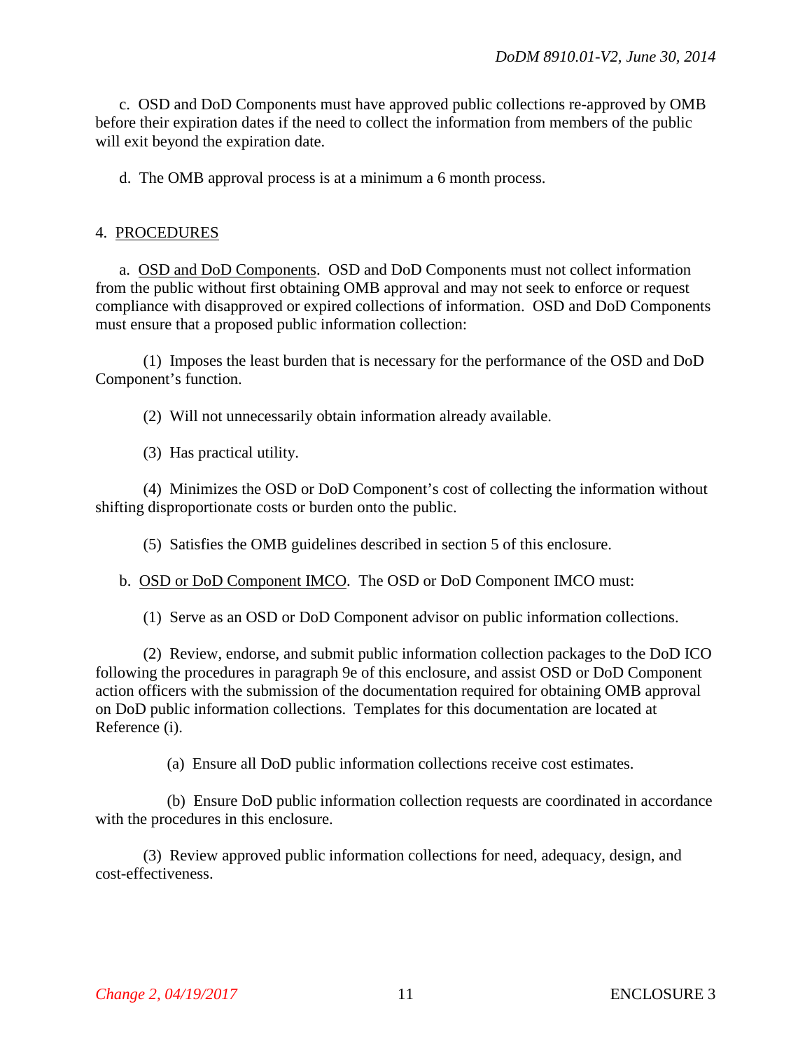c. OSD and DoD Components must have approved public collections re-approved by OMB before their expiration dates if the need to collect the information from members of the public will exit beyond the expiration date.

d. The OMB approval process is at a minimum a 6 month process.

4. PROCEDURES

a. OSD and DoD Components. OSD and DoD Components must not collect information from the public without first obtaining OMB approval and may not seek to enforce or request compliance with disapproved or expired collections of information. OSD and DoD Components must ensure that a proposed public information collection:

(1) Imposes the least burden that is necessary for the performance of the OSD and DoD Component's function.

(2) Will not unnecessarily obtain information already available.

(3) Has practical utility.

(4) Minimizes the OSD or DoD Component's cost of collecting the information without shifting disproportionate costs or burden onto the public.

(5) Satisfies the OMB guidelines described in section 5 of this enclosure.

b. OSD or DoD Component IMCO. The OSD or DoD Component IMCO must:

(1) Serve as an OSD or DoD Component advisor on public information collections.

(2) Review, endorse, and submit public information collection packages to the DoD ICO following the procedures in paragraph 9e of this enclosure, and assist OSD or DoD Component action officers with the submission of the documentation required for obtaining OMB approval on DoD public information collections. Templates for this documentation are located at Reference (i).

(a) Ensure all DoD public information collections receive cost estimates.

(b) Ensure DoD public information collection requests are coordinated in accordance with the procedures in this enclosure.

(3) Review approved public information collections for need, adequacy, design, and cost-effectiveness.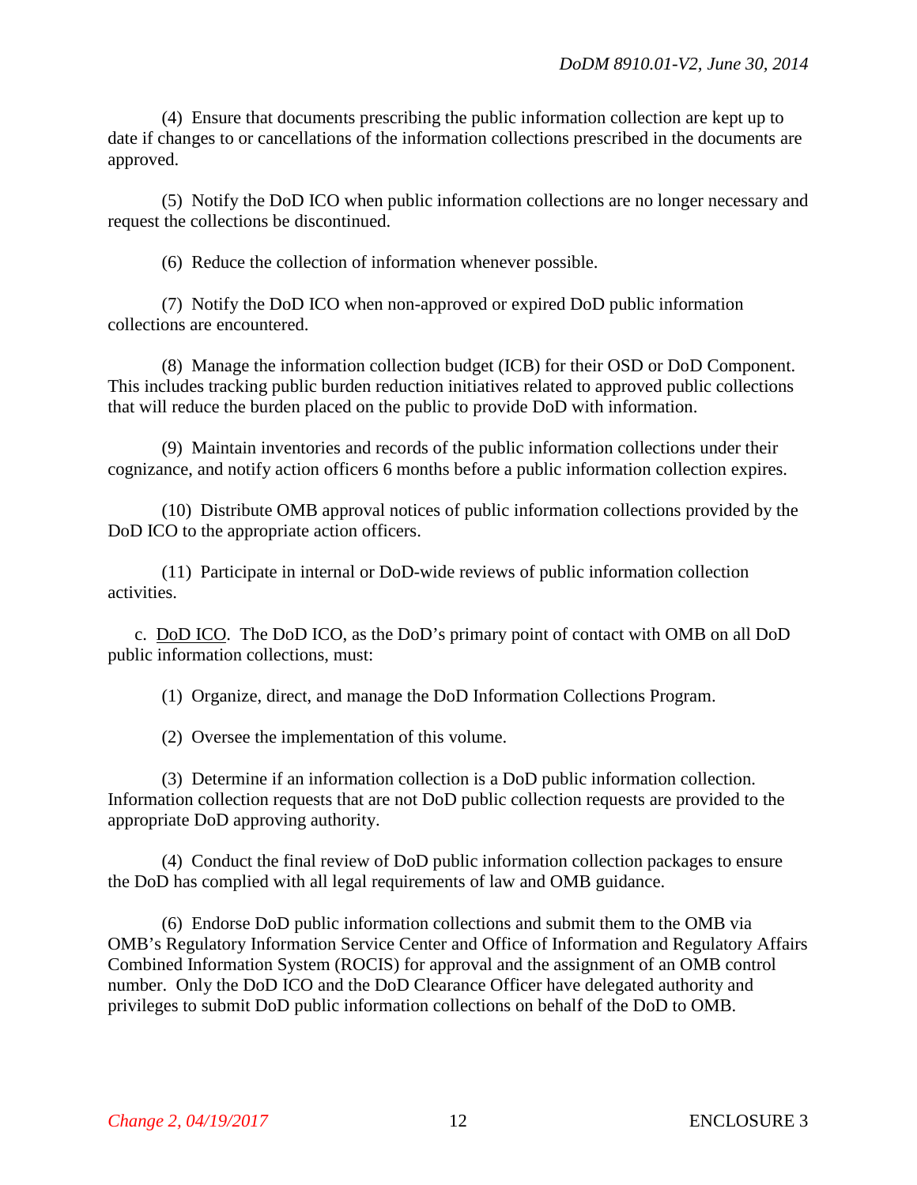(4) Ensure that documents prescribing the public information collection are kept up to date if changes to or cancellations of the information collections prescribed in the documents are approved.

(5) Notify the DoD ICO when public information collections are no longer necessary and request the collections be discontinued.

(6) Reduce the collection of information whenever possible.

(7) Notify the DoD ICO when non-approved or expired DoD public information collections are encountered.

(8) Manage the information collection budget (ICB) for their OSD or DoD Component. This includes tracking public burden reduction initiatives related to approved public collections that will reduce the burden placed on the public to provide DoD with information.

(9) Maintain inventories and records of the public information collections under their cognizance, and notify action officers 6 months before a public information collection expires.

(10) Distribute OMB approval notices of public information collections provided by the DoD ICO to the appropriate action officers.

(11) Participate in internal or DoD-wide reviews of public information collection activities.

c. DoD ICO. The DoD ICO, as the DoD's primary point of contact with OMB on all DoD public information collections, must:

(1) Organize, direct, and manage the DoD Information Collections Program.

(2) Oversee the implementation of this volume.

(3) Determine if an information collection is a DoD public information collection. Information collection requests that are not DoD public collection requests are provided to the appropriate DoD approving authority.

(4) Conduct the final review of DoD public information collection packages to ensure the DoD has complied with all legal requirements of law and OMB guidance.

(6) Endorse DoD public information collections and submit them to the OMB via OMB's Regulatory Information Service Center and Office of Information and Regulatory Affairs Combined Information System (ROCIS) for approval and the assignment of an OMB control number. Only the DoD ICO and the DoD Clearance Officer have delegated authority and privileges to submit DoD public information collections on behalf of the DoD to OMB.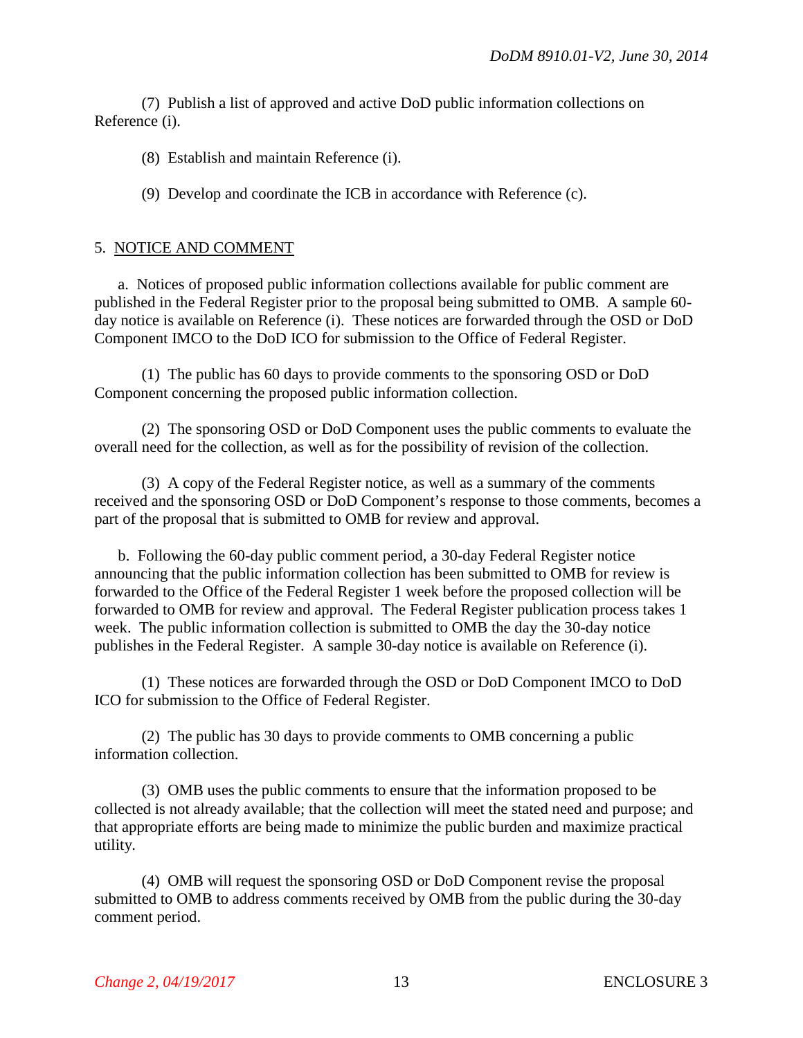(7) Publish a list of approved and active DoD public information collections on Reference (i).

(8) Establish and maintain Reference (i).

(9) Develop and coordinate the ICB in accordance with Reference (c).

5. NOTICE AND COMMENT

a. Notices of proposed public information collections available for public comment are published in the Federal Register prior to the proposal being submitted to OMB. A sample 60-day notice is available on Reference (i). These notices are forwarded through the OSD or DoD Component IMCO to the DoD ICO for submission to the Office of Federal Register.

(1) The public has 60 days to provide comments to the sponsoring OSD or DoD Component concerning the proposed public information collection.

(2) The sponsoring OSD or DoD Component uses the public comments to evaluate the overall need for the collection, as well as for the possibility of revision of the collection.

(3) A copy of the Federal Register notice, as well as a summary of the comments received and the sponsoring OSD or DoD Component's response to those comments, becomes a part of the proposal that is submitted to OMB for review and approval.

b. Following the 60-day public comment period, a 30-day Federal Register notice announcing that the public information collection has been submitted to OMB for review is forwarded to the Office of the Federal Register 1 week before the proposed collection will be forwarded to OMB for review and approval. The Federal Register publication process takes 1 week. The public information collection is submitted to OMB the day the 30-day notice publishes in the Federal Register. A sample 30-day notice is available on Reference (i).

(1) These notices are forwarded through the OSD or DoD Component IMCO to DoD ICO for submission to the Office of Federal Register.

(2) The public has 30 days to provide comments to OMB concerning a public information collection.

(3) OMB uses the public comments to ensure that the information proposed to be collected is not already available; that the collection will meet the stated need and purpose; and that appropriate efforts are being made to minimize the public burden and maximize practical utility.

(4) OMB will request the sponsoring OSD or DoD Component revise the proposal submitted to OMB to address comments received by OMB from the public during the 30-day comment period.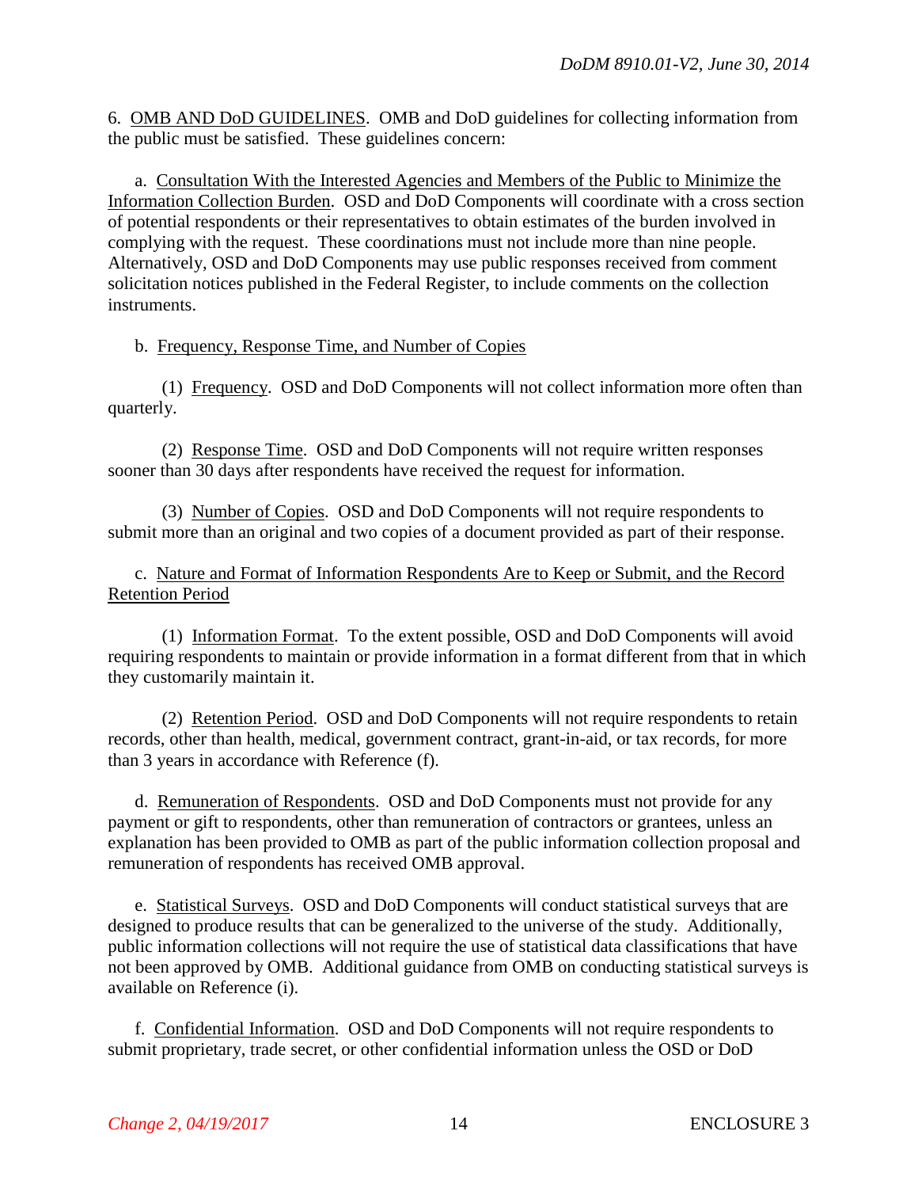6. OMB AND DoD GUIDELINES. OMB and DoD guidelines for collecting information from the public must be satisfied. These guidelines concern:

a. Consultation With the Interested Agencies and Members of the Public to Minimize the Information Collection Burden. OSD and DoD Components will coordinate with a cross section of potential respondents or their representatives to obtain estimates of the burden involved in complying with the request. These coordinations must not include more than nine people. Alternatively, OSD and DoD Components may use public responses received from comment solicitation notices published in the Federal Register, to include comments on the collection instruments.

b. Frequency, Response Time, and Number of Copies

(1) Frequency. OSD and DoD Components will not collect information more often than quarterly.

(2) Response Time. OSD and DoD Components will not require written responses sooner than 30 days after respondents have received the request for information.

(3) Number of Copies. OSD and DoD Components will not require respondents to submit more than an original and two copies of a document provided as part of their response.

c. Nature and Format of Information Respondents Are to Keep or Submit, and the Record Retention Period

(1) Information Format. To the extent possible, OSD and DoD Components will avoid requiring respondents to maintain or provide information in a format different from that in which they customarily maintain it.

(2) Retention Period. OSD and DoD Components will not require respondents to retain records, other than health, medical, government contract, grant-in-aid, or tax records, for more than 3 years in accordance with Reference (f).

d. Remuneration of Respondents. OSD and DoD Components must not provide for any payment or gift to respondents, other than remuneration of contractors or grantees, unless an explanation has been provided to OMB as part of the public information collection proposal and remuneration of respondents has received OMB approval.

e. Statistical Surveys. OSD and DoD Components will conduct statistical surveys that are designed to produce results that can be generalized to the universe of the study. Additionally, public information collections will not require the use of statistical data classifications that have not been approved by OMB. Additional guidance from OMB on conducting statistical surveys is available on Reference (i).

f. Confidential Information. OSD and DoD Components will not require respondents to submit proprietary, trade secret, or other confidential information unless the OSD or DoD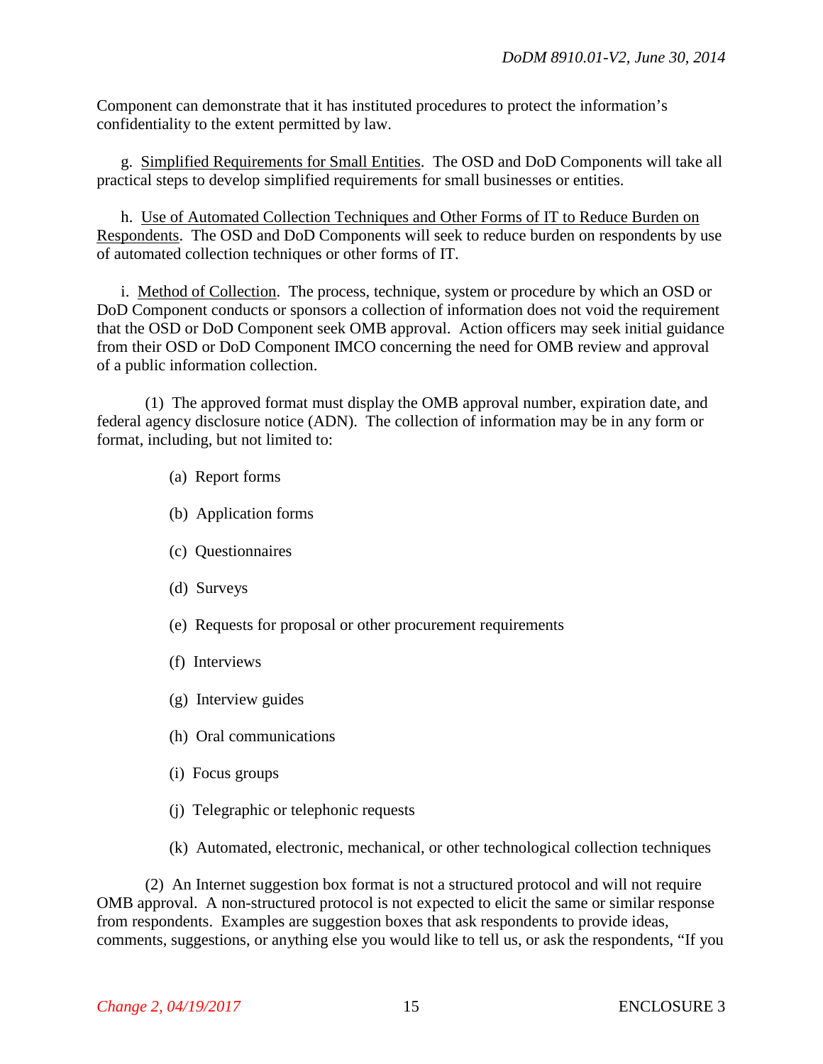Component can demonstrate that it has instituted procedures to protect the information's confidentiality to the extent permitted by law.

g. Simplified Requirements for Small Entities. The OSD and DoD Components will take all practical steps to develop simplified requirements for small businesses or entities.

h. Use of Automated Collection Techniques and Other Forms of IT to Reduce Burden on Respondents. The OSD and DoD Components will seek to reduce burden on respondents by use of automated collection techniques or other forms of IT.

i. Method of Collection. The process, technique, system or procedure by which an OSD or DoD Component conducts or sponsors a collection of information does not void the requirement that the OSD or DoD Component seek OMB approval. Action officers may seek initial guidance from their OSD or DoD Component IMCO concerning the need for OMB review and approval of a public information collection.

(1) The approved format must display the OMB approval number, expiration date, and federal agency disclosure notice (ADN). The collection of information may be in any form or format, including, but not limited to:

(a) Report forms

(b) Application forms

(c) Questionnaires

(d) Surveys

(e) Requests for proposal or other procurement requirements

(f) Interviews

(g) Interview guides

(h) Oral communications

(i) Focus groups

(j) Telegraphic or telephonic requests

(k) Automated, electronic, mechanical, or other technological collection techniques

(2) An Internet suggestion box format is not a structured protocol and will not require OMB approval. A non-structured protocol is not expected to elicit the same or similar response from respondents. Examples are suggestion boxes that ask respondents to provide ideas, comments, suggestions, or anything else you would like to tell us, or ask the respondents, "If you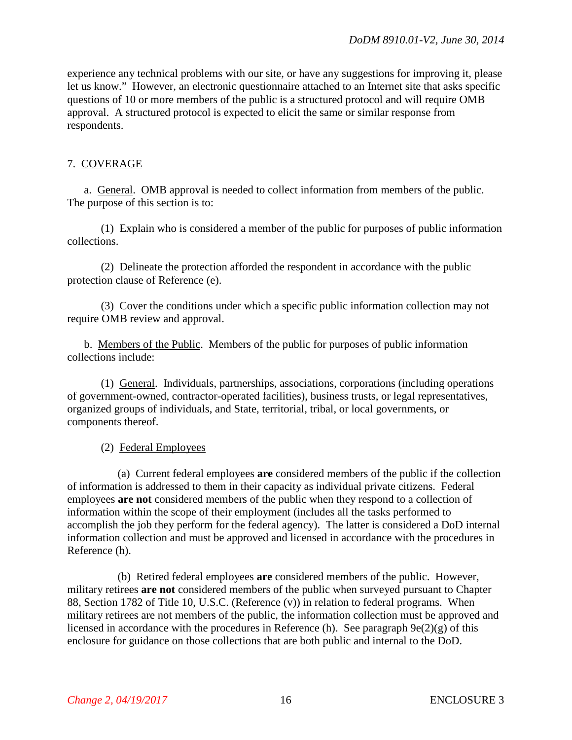experience any technical problems with our site, or have any suggestions for improving it, please let us know." However, an electronic questionnaire attached to an Internet site that asks specific questions of 10 or more members of the public is a structured protocol and will require OMB approval. A structured protocol is expected to elicit the same or similar response from respondents.

7. COVERAGE

a. General. OMB approval is needed to collect information from members of the public. The purpose of this section is to:

(1) Explain who is considered a member of the public for purposes of public information collections.

(2) Delineate the protection afforded the respondent in accordance with the public protection clause of Reference (e).

(3) Cover the conditions under which a specific public information collection may not require OMB review and approval.

b. Members of the Public. Members of the public for purposes of public information collections include:

(1) General. Individuals, partnerships, associations, corporations (including operations of government-owned, contractor-operated facilities), business trusts, or legal representatives, organized groups of individuals, and State, territorial, tribal, or local governments, or components thereof.

(2) Federal Employees

(a) Current federal employees **are** considered members of the public if the collection of information is addressed to them in their capacity as individual private citizens. Federal employees **are not** considered members of the public when they respond to a collection of information within the scope of their employment (includes all the tasks performed to accomplish the job they perform for the federal agency). The latter is considered a DoD internal information collection and must be approved and licensed in accordance with the procedures in Reference (h).

(b) Retired federal employees **are** considered members of the public. However, military retirees **are not** considered members of the public when surveyed pursuant to Chapter 88, Section 1782 of Title 10, U.S.C. (Reference (v)) in relation to federal programs. When military retirees are not members of the public, the information collection must be approved and licensed in accordance with the procedures in Reference (h). See paragraph 9e(2)(g) of this enclosure for guidance on those collections that are both public and internal to the DoD.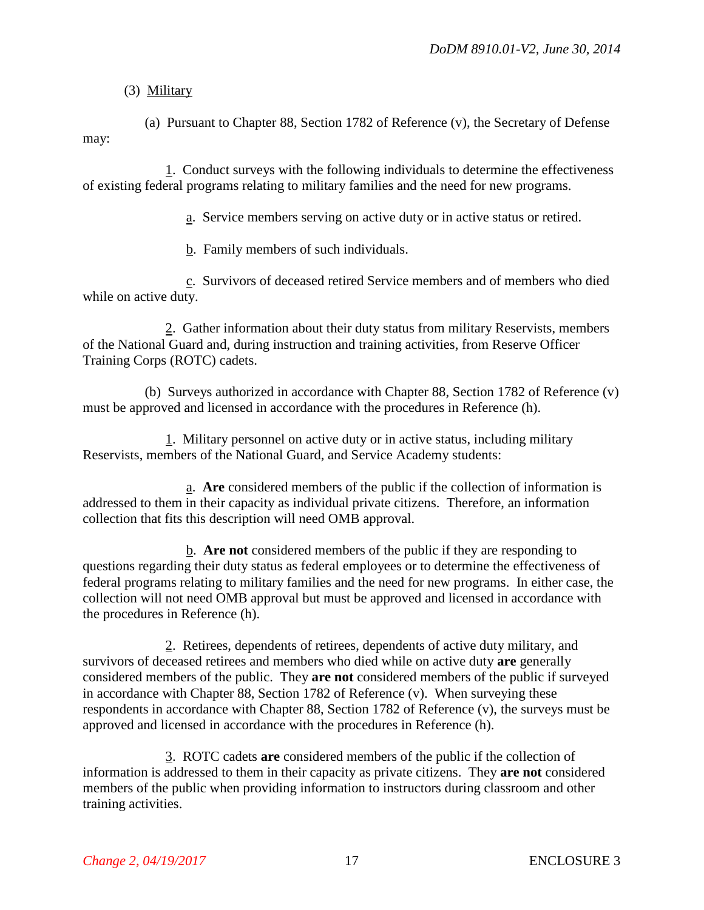(3) Military

(a) Pursuant to Chapter 88, Section 1782 of Reference (v), the Secretary of Defense may:

1. Conduct surveys with the following individuals to determine the effectiveness of existing federal programs relating to military families and the need for new programs.

a. Service members serving on active duty or in active status or retired.

b. Family members of such individuals.

c. Survivors of deceased retired Service members and of members who died while on active duty.

2. Gather information about their duty status from military Reservists, members of the National Guard and, during instruction and training activities, from Reserve Officer Training Corps (ROTC) cadets.

(b) Surveys authorized in accordance with Chapter 88, Section 1782 of Reference (v) must be approved and licensed in accordance with the procedures in Reference (h).

1. Military personnel on active duty or in active status, including military Reservists, members of the National Guard, and Service Academy students:

a. **Are** considered members of the public if the collection of information is addressed to them in their capacity as individual private citizens. Therefore, an information collection that fits this description will need OMB approval.

b. **Are not** considered members of the public if they are responding to questions regarding their duty status as federal employees or to determine the effectiveness of federal programs relating to military families and the need for new programs. In either case, the collection will not need OMB approval but must be approved and licensed in accordance with the procedures in Reference (h).

2. Retirees, dependents of retirees, dependents of active duty military, and survivors of deceased retirees and members who died while on active duty **are** generally considered members of the public. They **are not** considered members of the public if surveyed in accordance with Chapter 88, Section 1782 of Reference (v). When surveying these respondents in accordance with Chapter 88, Section 1782 of Reference (v), the surveys must be approved and licensed in accordance with the procedures in Reference (h).

3. ROTC cadets **are** considered members of the public if the collection of information is addressed to them in their capacity as private citizens. They **are not** considered members of the public when providing information to instructors during classroom and other training activities.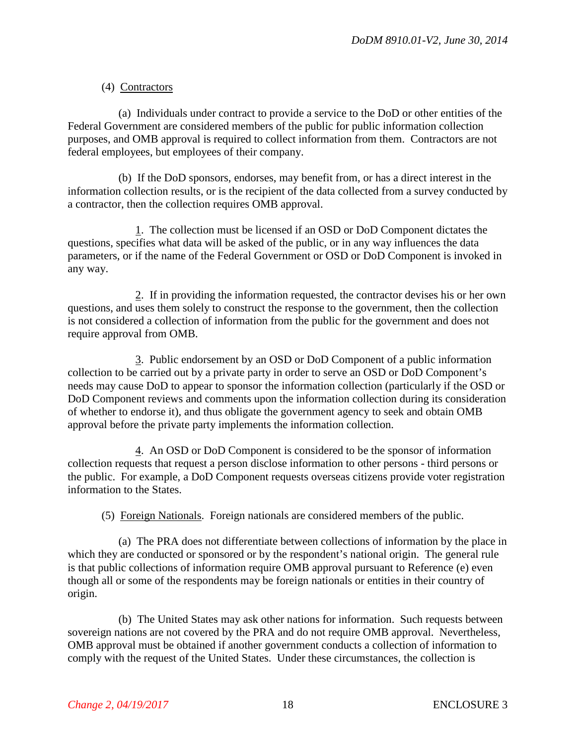(4) Contractors

(a) Individuals under contract to provide a service to the DoD or other entities of the Federal Government are considered members of the public for public information collection purposes, and OMB approval is required to collect information from them. Contractors are not federal employees, but employees of their company.

(b) If the DoD sponsors, endorses, may benefit from, or has a direct interest in the information collection results, or is the recipient of the data collected from a survey conducted by a contractor, then the collection requires OMB approval.

1. The collection must be licensed if an OSD or DoD Component dictates the questions, specifies what data will be asked of the public, or in any way influences the data parameters, or if the name of the Federal Government or OSD or DoD Component is invoked in any way.

2. If in providing the information requested, the contractor devises his or her own questions, and uses them solely to construct the response to the government, then the collection is not considered a collection of information from the public for the government and does not require approval from OMB.

3. Public endorsement by an OSD or DoD Component of a public information collection to be carried out by a private party in order to serve an OSD or DoD Component's needs may cause DoD to appear to sponsor the information collection (particularly if the OSD or DoD Component reviews and comments upon the information collection during its consideration of whether to endorse it), and thus obligate the government agency to seek and obtain OMB approval before the private party implements the information collection.

4. An OSD or DoD Component is considered to be the sponsor of information collection requests that request a person disclose information to other persons - third persons or the public. For example, a DoD Component requests overseas citizens provide voter registration information to the States.

(5) Foreign Nationals. Foreign nationals are considered members of the public.

(a) The PRA does not differentiate between collections of information by the place in which they are conducted or sponsored or by the respondent's national origin. The general rule is that public collections of information require OMB approval pursuant to Reference (e) even though all or some of the respondents may be foreign nationals or entities in their country of origin.

(b) The United States may ask other nations for information. Such requests between sovereign nations are not covered by the PRA and do not require OMB approval. Nevertheless, OMB approval must be obtained if another government conducts a collection of information to comply with the request of the United States. Under these circumstances, the collection is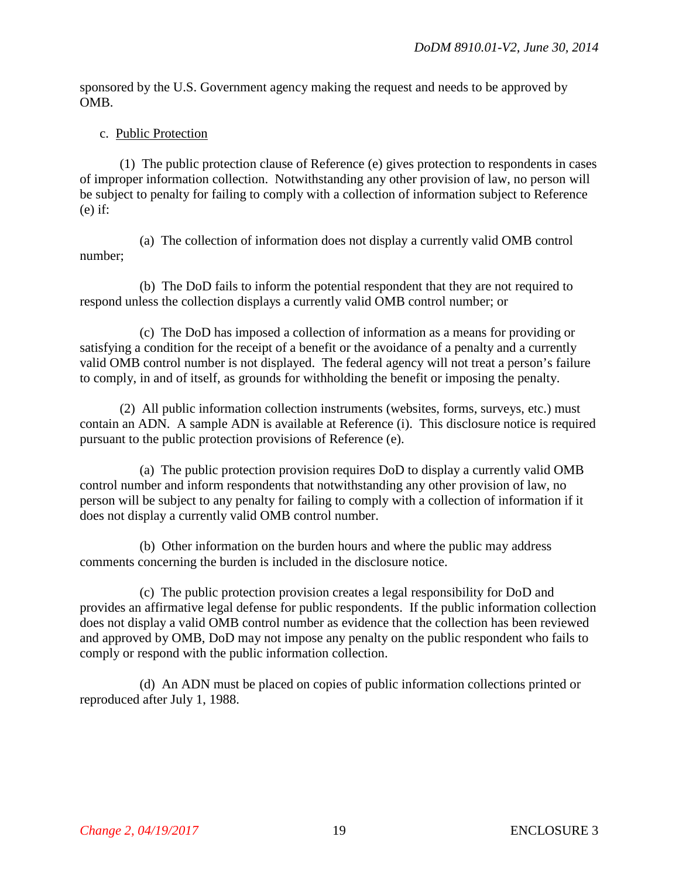sponsored by the U.S. Government agency making the request and needs to be approved by OMB.

c. Public Protection

(1) The public protection clause of Reference (e) gives protection to respondents in cases of improper information collection. Notwithstanding any other provision of law, no person will be subject to penalty for failing to comply with a collection of information subject to Reference (e) if:

(a) The collection of information does not display a currently valid OMB control number;

(b) The DoD fails to inform the potential respondent that they are not required to respond unless the collection displays a currently valid OMB control number; or

(c) The DoD has imposed a collection of information as a means for providing or satisfying a condition for the receipt of a benefit or the avoidance of a penalty and a currently valid OMB control number is not displayed. The federal agency will not treat a person's failure to comply, in and of itself, as grounds for withholding the benefit or imposing the penalty.

(2) All public information collection instruments (websites, forms, surveys, etc.) must contain an ADN. A sample ADN is available at Reference (i). This disclosure notice is required pursuant to the public protection provisions of Reference (e).

(a) The public protection provision requires DoD to display a currently valid OMB control number and inform respondents that notwithstanding any other provision of law, no person will be subject to any penalty for failing to comply with a collection of information if it does not display a currently valid OMB control number.

(b) Other information on the burden hours and where the public may address comments concerning the burden is included in the disclosure notice.

(c) The public protection provision creates a legal responsibility for DoD and provides an affirmative legal defense for public respondents. If the public information collection does not display a valid OMB control number as evidence that the collection has been reviewed and approved by OMB, DoD may not impose any penalty on the public respondent who fails to comply or respond with the public information collection.

(d) An ADN must be placed on copies of public information collections printed or reproduced after July 1, 1988.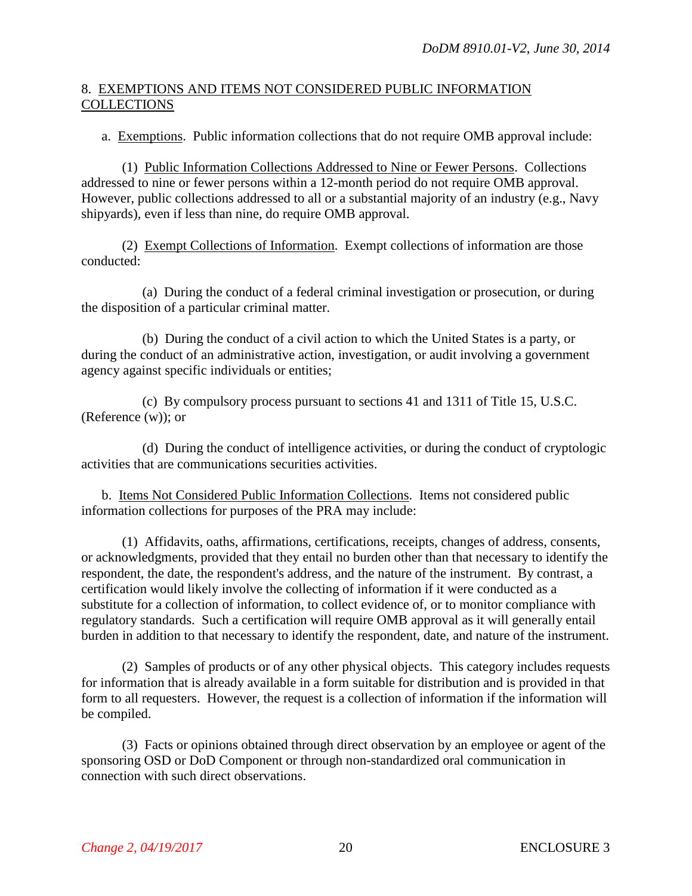8. EXEMPTIONS AND ITEMS NOT CONSIDERED PUBLIC INFORMATION COLLECTIONS

a. Exemptions. Public information collections that do not require OMB approval include:

(1) Public Information Collections Addressed to Nine or Fewer Persons. Collections addressed to nine or fewer persons within a 12-month period do not require OMB approval. However, public collections addressed to all or a substantial majority of an industry (e.g., Navy shipyards), even if less than nine, do require OMB approval.

(2) Exempt Collections of Information. Exempt collections of information are those conducted:

(a) During the conduct of a federal criminal investigation or prosecution, or during the disposition of a particular criminal matter.

(b) During the conduct of a civil action to which the United States is a party, or during the conduct of an administrative action, investigation, or audit involving a government agency against specific individuals or entities;

(c) By compulsory process pursuant to sections 41 and 1311 of Title 15, U.S.C. (Reference (w)); or

(d) During the conduct of intelligence activities, or during the conduct of cryptologic activities that are communications securities activities.

b. Items Not Considered Public Information Collections. Items not considered public information collections for purposes of the PRA may include:

(1) Affidavits, oaths, affirmations, certifications, receipts, changes of address, consents, or acknowledgments, provided that they entail no burden other than that necessary to identify the respondent, the date, the respondent's address, and the nature of the instrument. By contrast, a certification would likely involve the collecting of information if it were conducted as a substitute for a collection of information, to collect evidence of, or to monitor compliance with regulatory standards. Such a certification will require OMB approval as it will generally entail burden in addition to that necessary to identify the respondent, date, and nature of the instrument.

(2) Samples of products or of any other physical objects. This category includes requests for information that is already available in a form suitable for distribution and is provided in that form to all requesters. However, the request is a collection of information if the information will be compiled.

(3) Facts or opinions obtained through direct observation by an employee or agent of the sponsoring OSD or DoD Component or through non-standardized oral communication in connection with such direct observations.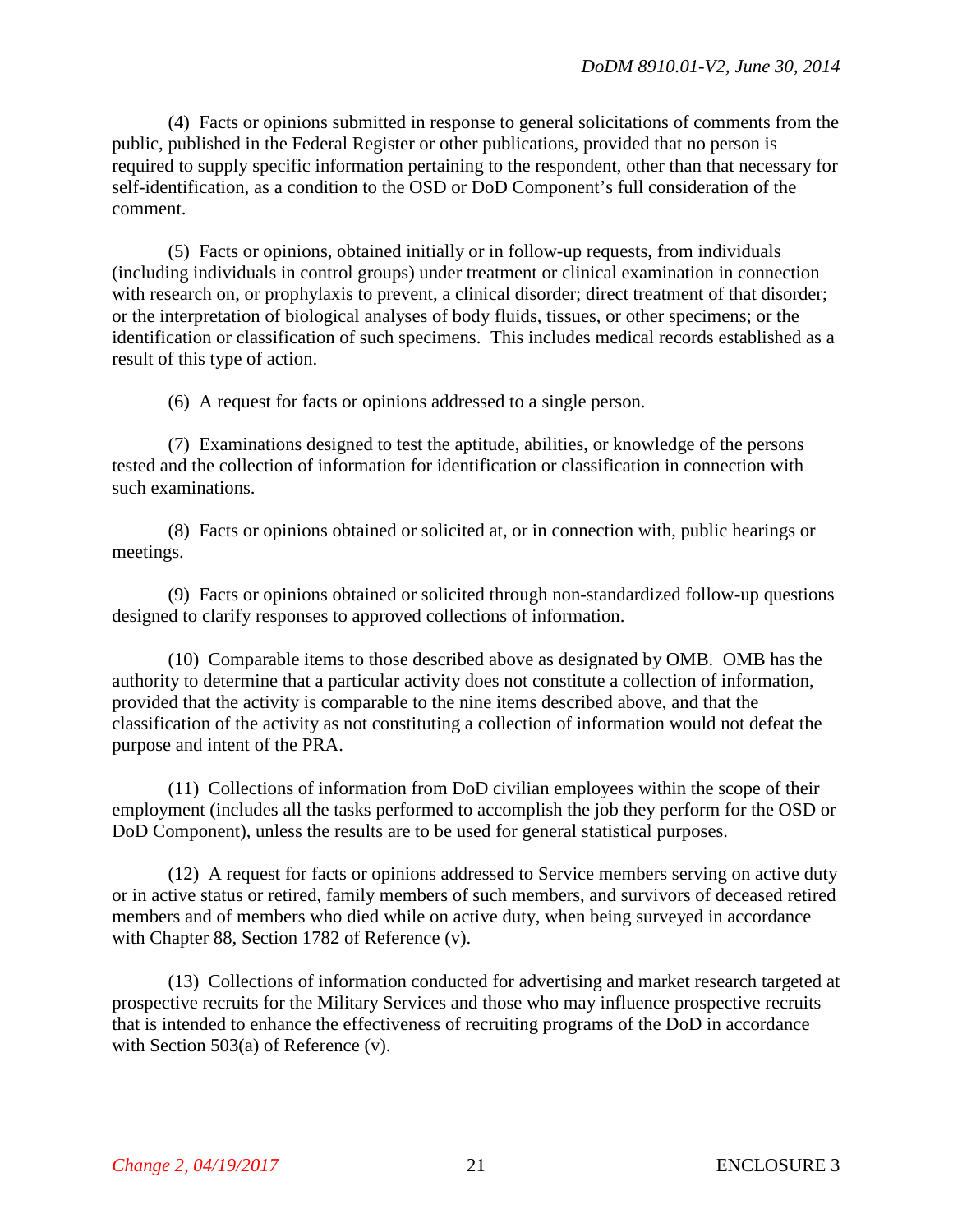(4) Facts or opinions submitted in response to general solicitations of comments from the public, published in the Federal Register or other publications, provided that no person is required to supply specific information pertaining to the respondent, other than that necessary for self-identification, as a condition to the OSD or DoD Component's full consideration of the comment.

(5) Facts or opinions, obtained initially or in follow-up requests, from individuals (including individuals in control groups) under treatment or clinical examination in connection with research on, or prophylaxis to prevent, a clinical disorder; direct treatment of that disorder; or the interpretation of biological analyses of body fluids, tissues, or other specimens; or the identification or classification of such specimens. This includes medical records established as a result of this type of action.

(6) A request for facts or opinions addressed to a single person.

(7) Examinations designed to test the aptitude, abilities, or knowledge of the persons tested and the collection of information for identification or classification in connection with such examinations.

(8) Facts or opinions obtained or solicited at, or in connection with, public hearings or meetings.

(9) Facts or opinions obtained or solicited through non-standardized follow-up questions designed to clarify responses to approved collections of information.

(10) Comparable items to those described above as designated by OMB. OMB has the authority to determine that a particular activity does not constitute a collection of information, provided that the activity is comparable to the nine items described above, and that the classification of the activity as not constituting a collection of information would not defeat the purpose and intent of the PRA.

(11) Collections of information from DoD civilian employees within the scope of their employment (includes all the tasks performed to accomplish the job they perform for the OSD or DoD Component), unless the results are to be used for general statistical purposes.

(12) A request for facts or opinions addressed to Service members serving on active duty or in active status or retired, family members of such members, and survivors of deceased retired members and of members who died while on active duty, when being surveyed in accordance with Chapter 88, Section 1782 of Reference (v).

(13) Collections of information conducted for advertising and market research targeted at prospective recruits for the Military Services and those who may influence prospective recruits that is intended to enhance the effectiveness of recruiting programs of the DoD in accordance with Section 503(a) of Reference (v).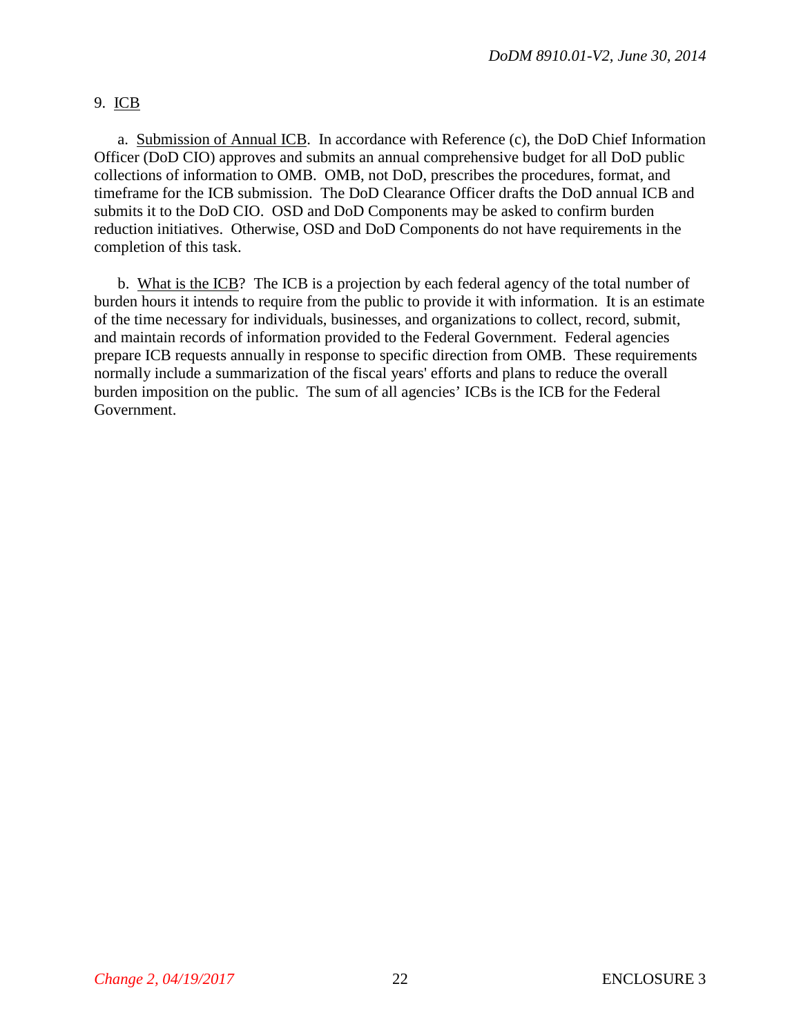9. <u>ICB</u>

a. <u>Submission of Annual ICB</u>. In accordance with Reference (c), the DoD Chief Information Officer (DoD CIO) approves and submits an annual comprehensive budget for all DoD public collections of information to OMB. OMB, not DoD, prescribes the procedures, format, and timeframe for the ICB submission. The DoD Clearance Officer drafts the DoD annual ICB and submits it to the DoD CIO. OSD and DoD Components may be asked to confirm burden reduction initiatives. Otherwise, OSD and DoD Components do not have requirements in the completion of this task.

b. <u>What is the ICB</u>? The ICB is a projection by each federal agency of the total number of burden hours it intends to require from the public to provide it with information. It is an estimate of the time necessary for individuals, businesses, and organizations to collect, record, submit, and maintain records of information provided to the Federal Government. Federal agencies prepare ICB requests annually in response to specific direction from OMB. These requirements normally include a summarization of the fiscal years' efforts and plans to reduce the overall burden imposition on the public. The sum of all agencies' ICBs is the ICB for the Federal Government.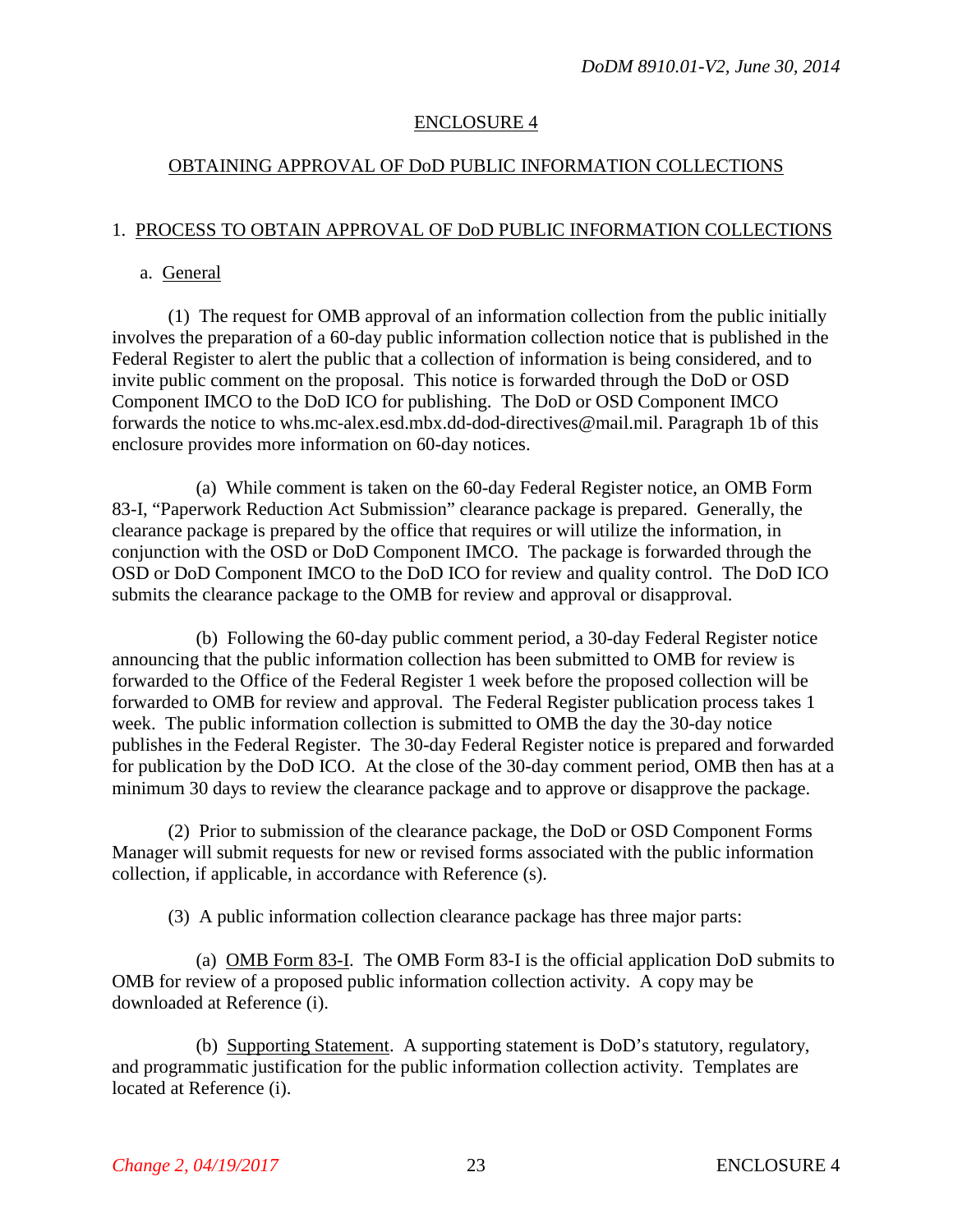## ENCLOSURE 4

## OBTAINING APPROVAL OF DoD PUBLIC INFORMATION COLLECTIONS

### 1. PROCESS TO OBTAIN APPROVAL OF DoD PUBLIC INFORMATION COLLECTIONS

a. General

(1) The request for OMB approval of an information collection from the public initially involves the preparation of a 60-day public information collection notice that is published in the Federal Register to alert the public that a collection of information is being considered, and to invite public comment on the proposal. This notice is forwarded through the DoD or OSD Component IMCO to the DoD ICO for publishing. The DoD or OSD Component IMCO forwards the notice to whs.mc-alex.esd.mbx.dd-dod-directives@mail.mil. Paragraph 1b of this enclosure provides more information on 60-day notices.

(a) While comment is taken on the 60-day Federal Register notice, an OMB Form 83-I, "Paperwork Reduction Act Submission" clearance package is prepared. Generally, the clearance package is prepared by the office that requires or will utilize the information, in conjunction with the OSD or DoD Component IMCO. The package is forwarded through the OSD or DoD Component IMCO to the DoD ICO for review and quality control. The DoD ICO submits the clearance package to the OMB for review and approval or disapproval.

(b) Following the 60-day public comment period, a 30-day Federal Register notice announcing that the public information collection has been submitted to OMB for review is forwarded to the Office of the Federal Register 1 week before the proposed collection will be forwarded to OMB for review and approval. The Federal Register publication process takes 1 week. The public information collection is submitted to OMB the day the 30-day notice publishes in the Federal Register. The 30-day Federal Register notice is prepared and forwarded for publication by the DoD ICO. At the close of the 30-day comment period, OMB then has at a minimum 30 days to review the clearance package and to approve or disapprove the package.

(2) Prior to submission of the clearance package, the DoD or OSD Component Forms Manager will submit requests for new or revised forms associated with the public information collection, if applicable, in accordance with Reference (s).

(3) A public information collection clearance package has three major parts:

(a) OMB Form 83-I. The OMB Form 83-I is the official application DoD submits to OMB for review of a proposed public information collection activity. A copy may be downloaded at Reference (i).

(b) Supporting Statement. A supporting statement is DoD's statutory, regulatory, and programmatic justification for the public information collection activity. Templates are located at Reference (i).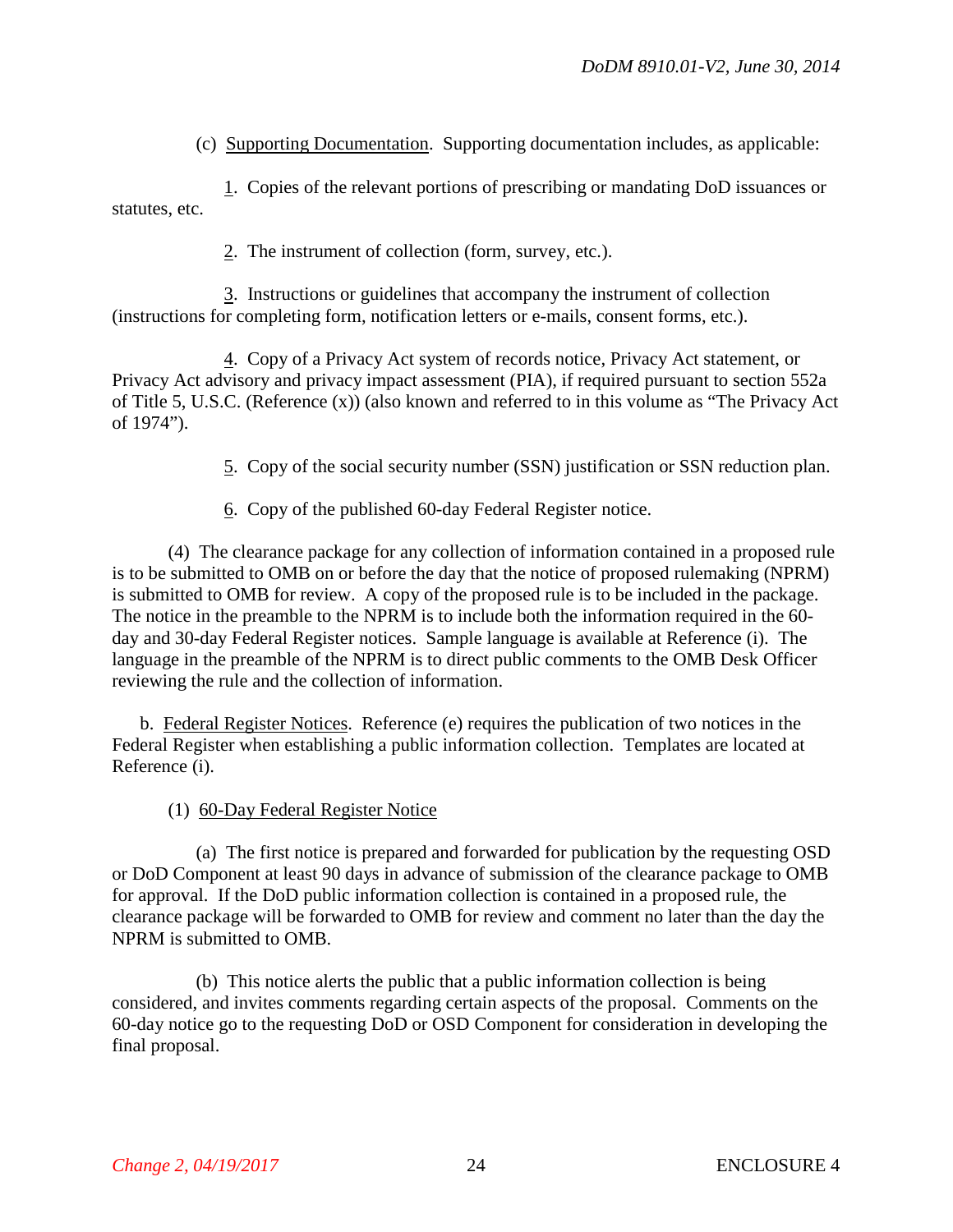(c) Supporting Documentation. Supporting documentation includes, as applicable:

1. Copies of the relevant portions of prescribing or mandating DoD issuances or statutes, etc.

2. The instrument of collection (form, survey, etc.).

3. Instructions or guidelines that accompany the instrument of collection (instructions for completing form, notification letters or e-mails, consent forms, etc.).

4. Copy of a Privacy Act system of records notice, Privacy Act statement, or Privacy Act advisory and privacy impact assessment (PIA), if required pursuant to section 552a of Title 5, U.S.C. (Reference (x)) (also known and referred to in this volume as "The Privacy Act of 1974").

5. Copy of the social security number (SSN) justification or SSN reduction plan.

6. Copy of the published 60-day Federal Register notice.

(4) The clearance package for any collection of information contained in a proposed rule is to be submitted to OMB on or before the day that the notice of proposed rulemaking (NPRM) is submitted to OMB for review. A copy of the proposed rule is to be included in the package. The notice in the preamble to the NPRM is to include both the information required in the 60-day and 30-day Federal Register notices. Sample language is available at Reference (i). The language in the preamble of the NPRM is to direct public comments to the OMB Desk Officer reviewing the rule and the collection of information.

b. Federal Register Notices. Reference (e) requires the publication of two notices in the Federal Register when establishing a public information collection. Templates are located at Reference (i).

(1) 60-Day Federal Register Notice

(a) The first notice is prepared and forwarded for publication by the requesting OSD or DoD Component at least 90 days in advance of submission of the clearance package to OMB for approval. If the DoD public information collection is contained in a proposed rule, the clearance package will be forwarded to OMB for review and comment no later than the day the NPRM is submitted to OMB.

(b) This notice alerts the public that a public information collection is being considered, and invites comments regarding certain aspects of the proposal. Comments on the 60-day notice go to the requesting DoD or OSD Component for consideration in developing the final proposal.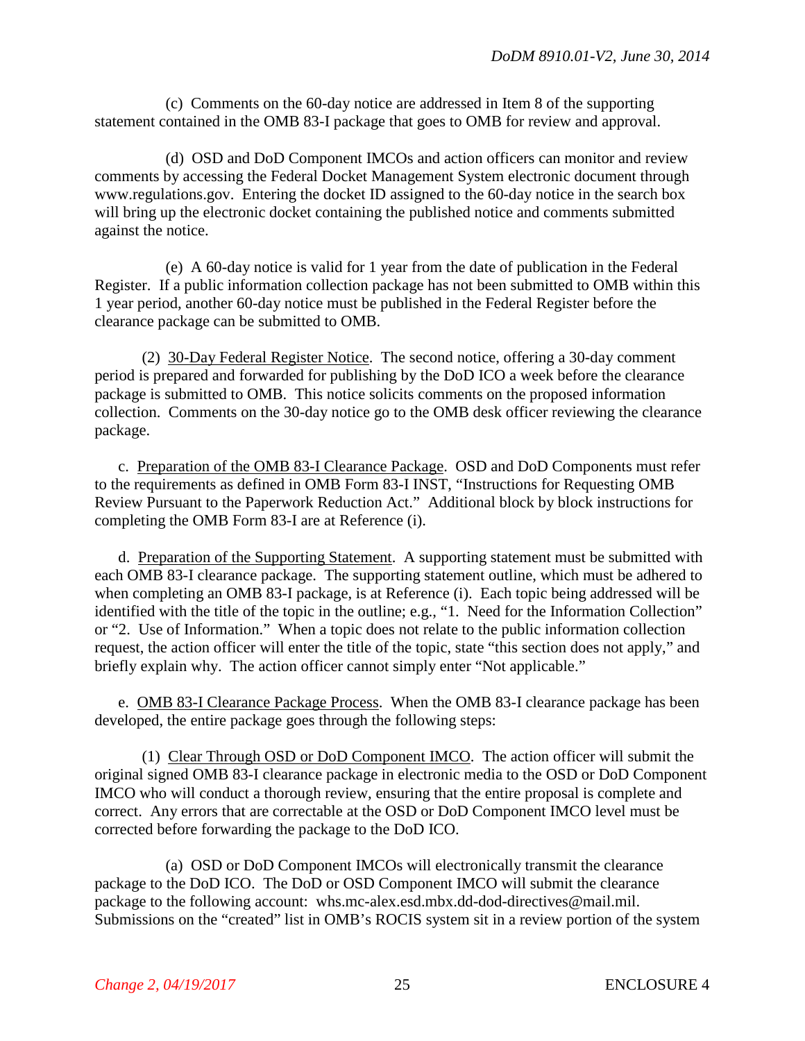(c) Comments on the 60-day notice are addressed in Item 8 of the supporting statement contained in the OMB 83-I package that goes to OMB for review and approval.

(d) OSD and DoD Component IMCOs and action officers can monitor and review comments by accessing the Federal Docket Management System electronic document through www.regulations.gov. Entering the docket ID assigned to the 60-day notice in the search box will bring up the electronic docket containing the published notice and comments submitted against the notice.

(e) A 60-day notice is valid for 1 year from the date of publication in the Federal Register. If a public information collection package has not been submitted to OMB within this 1 year period, another 60-day notice must be published in the Federal Register before the clearance package can be submitted to OMB.

(2) 30-Day Federal Register Notice. The second notice, offering a 30-day comment period is prepared and forwarded for publishing by the DoD ICO a week before the clearance package is submitted to OMB. This notice solicits comments on the proposed information collection. Comments on the 30-day notice go to the OMB desk officer reviewing the clearance package.

c. Preparation of the OMB 83-I Clearance Package. OSD and DoD Components must refer to the requirements as defined in OMB Form 83-I INST, "Instructions for Requesting OMB Review Pursuant to the Paperwork Reduction Act." Additional block by block instructions for completing the OMB Form 83-I are at Reference (i).

d. Preparation of the Supporting Statement. A supporting statement must be submitted with each OMB 83-I clearance package. The supporting statement outline, which must be adhered to when completing an OMB 83-I package, is at Reference (i). Each topic being addressed will be identified with the title of the topic in the outline; e.g., "1. Need for the Information Collection" or "2. Use of Information." When a topic does not relate to the public information collection request, the action officer will enter the title of the topic, state "this section does not apply," and briefly explain why. The action officer cannot simply enter "Not applicable."

e. OMB 83-I Clearance Package Process. When the OMB 83-I clearance package has been developed, the entire package goes through the following steps:

(1) Clear Through OSD or DoD Component IMCO. The action officer will submit the original signed OMB 83-I clearance package in electronic media to the OSD or DoD Component IMCO who will conduct a thorough review, ensuring that the entire proposal is complete and correct. Any errors that are correctable at the OSD or DoD Component IMCO level must be corrected before forwarding the package to the DoD ICO.

(a) OSD or DoD Component IMCOs will electronically transmit the clearance package to the DoD ICO. The DoD or OSD Component IMCO will submit the clearance package to the following account: whs.mc-alex.esd.mbx.dd-dod-directives@mail.mil. Submissions on the "created" list in OMB's ROCIS system sit in a review portion of the system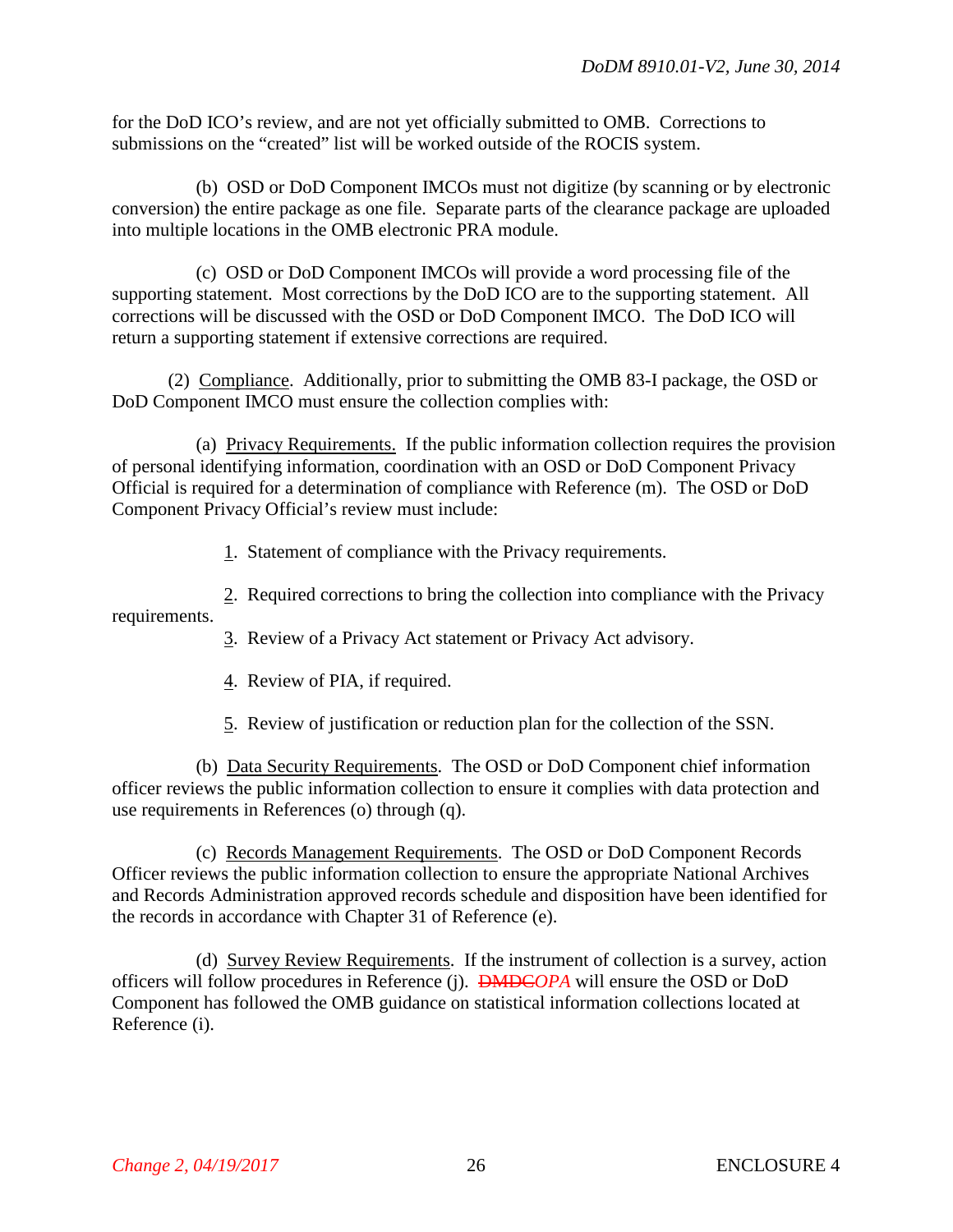for the DoD ICO's review, and are not yet officially submitted to OMB. Corrections to submissions on the "created" list will be worked outside of the ROCIS system.

(b) OSD or DoD Component IMCOs must not digitize (by scanning or by electronic conversion) the entire package as one file. Separate parts of the clearance package are uploaded into multiple locations in the OMB electronic PRA module.

(c) OSD or DoD Component IMCOs will provide a word processing file of the supporting statement. Most corrections by the DoD ICO are to the supporting statement. All corrections will be discussed with the OSD or DoD Component IMCO. The DoD ICO will return a supporting statement if extensive corrections are required.

(2) Compliance. Additionally, prior to submitting the OMB 83-I package, the OSD or DoD Component IMCO must ensure the collection complies with:

(a) Privacy Requirements. If the public information collection requires the provision of personal identifying information, coordination with an OSD or DoD Component Privacy Official is required for a determination of compliance with Reference (m). The OSD or DoD Component Privacy Official's review must include:

1. Statement of compliance with the Privacy requirements.

2. Required corrections to bring the collection into compliance with the Privacy requirements.

3. Review of a Privacy Act statement or Privacy Act advisory.

4. Review of PIA, if required.

5. Review of justification or reduction plan for the collection of the SSN.

(b) Data Security Requirements. The OSD or DoD Component chief information officer reviews the public information collection to ensure it complies with data protection and use requirements in References (o) through (q).

(c) Records Management Requirements. The OSD or DoD Component Records Officer reviews the public information collection to ensure the appropriate National Archives and Records Administration approved records schedule and disposition have been identified for the records in accordance with Chapter 31 of Reference (e).

(d) Survey Review Requirements. If the instrument of collection is a survey, action officers will follow procedures in Reference (j). ~~DMDC~~*OPA* will ensure the OSD or DoD Component has followed the OMB guidance on statistical information collections located at Reference (i).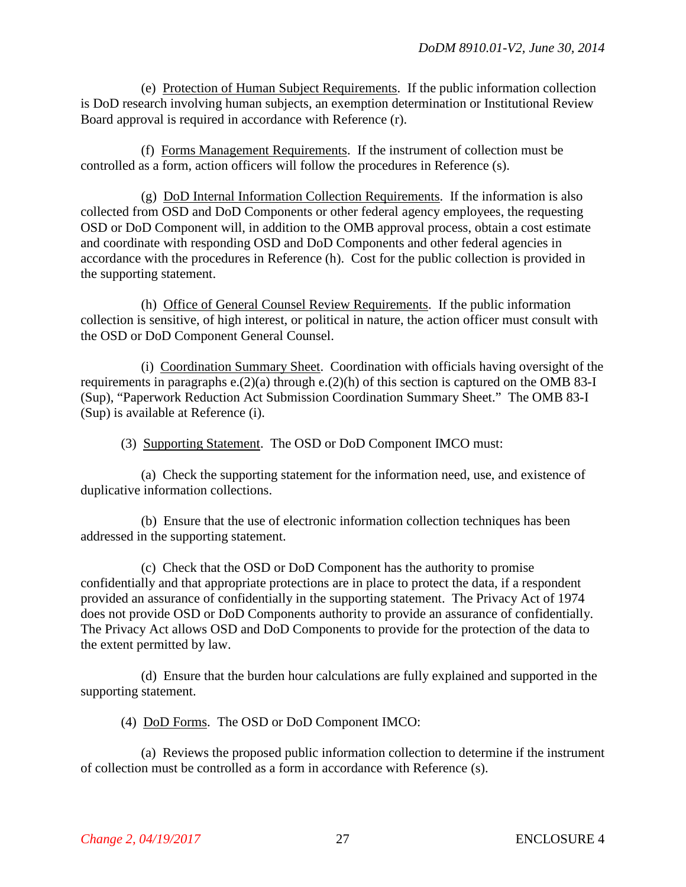(e) Protection of Human Subject Requirements. If the public information collection is DoD research involving human subjects, an exemption determination or Institutional Review Board approval is required in accordance with Reference (r).

(f) Forms Management Requirements. If the instrument of collection must be controlled as a form, action officers will follow the procedures in Reference (s).

(g) DoD Internal Information Collection Requirements. If the information is also collected from OSD and DoD Components or other federal agency employees, the requesting OSD or DoD Component will, in addition to the OMB approval process, obtain a cost estimate and coordinate with responding OSD and DoD Components and other federal agencies in accordance with the procedures in Reference (h). Cost for the public collection is provided in the supporting statement.

(h) Office of General Counsel Review Requirements. If the public information collection is sensitive, of high interest, or political in nature, the action officer must consult with the OSD or DoD Component General Counsel.

(i) Coordination Summary Sheet. Coordination with officials having oversight of the requirements in paragraphs e.(2)(a) through e.(2)(h) of this section is captured on the OMB 83-I (Sup), "Paperwork Reduction Act Submission Coordination Summary Sheet." The OMB 83-I (Sup) is available at Reference (i).

(3) Supporting Statement. The OSD or DoD Component IMCO must:

(a) Check the supporting statement for the information need, use, and existence of duplicative information collections.

(b) Ensure that the use of electronic information collection techniques has been addressed in the supporting statement.

(c) Check that the OSD or DoD Component has the authority to promise confidentially and that appropriate protections are in place to protect the data, if a respondent provided an assurance of confidentially in the supporting statement. The Privacy Act of 1974 does not provide OSD or DoD Components authority to provide an assurance of confidentially. The Privacy Act allows OSD and DoD Components to provide for the protection of the data to the extent permitted by law.

(d) Ensure that the burden hour calculations are fully explained and supported in the supporting statement.

(4) DoD Forms. The OSD or DoD Component IMCO:

(a) Reviews the proposed public information collection to determine if the instrument of collection must be controlled as a form in accordance with Reference (s).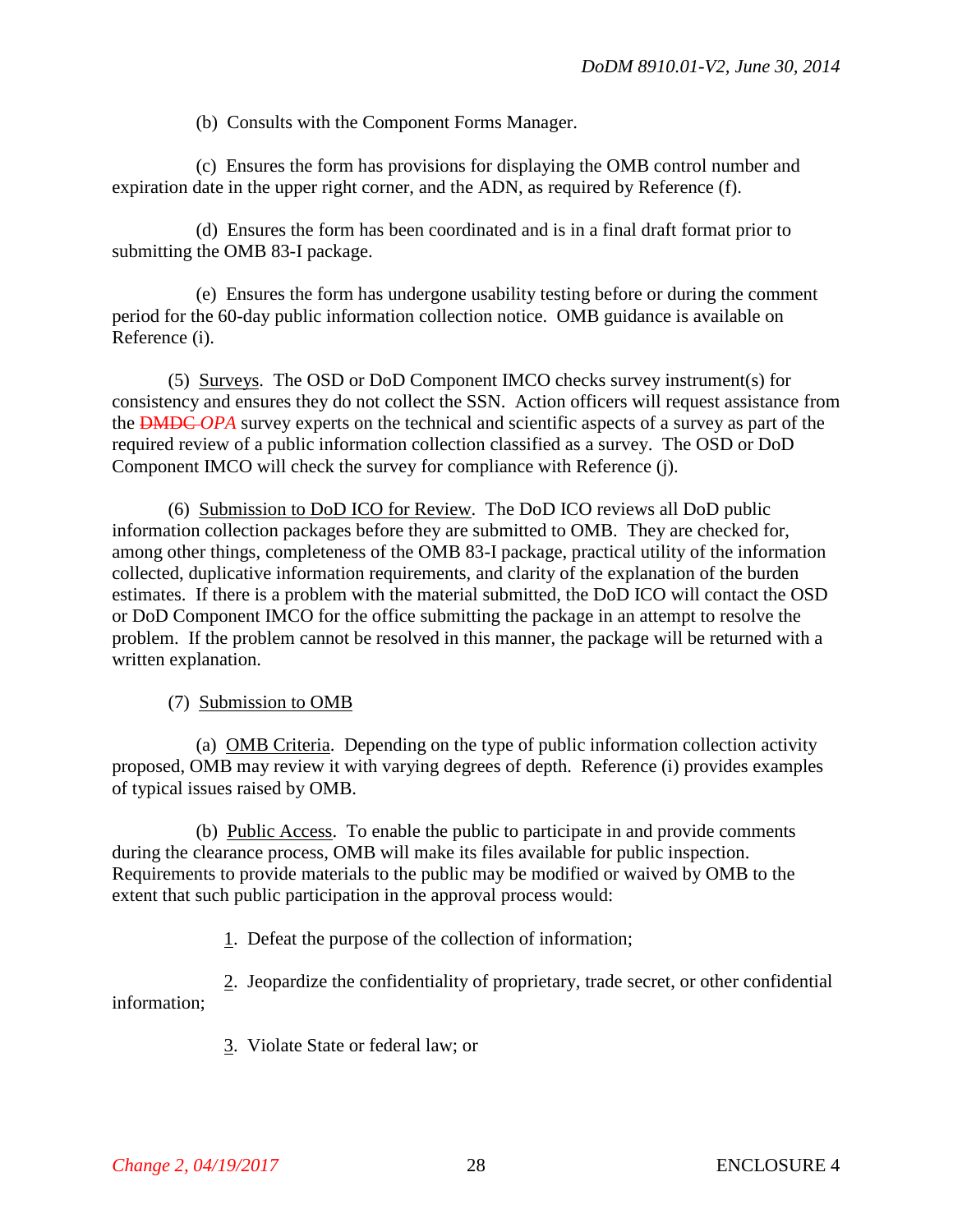(b) Consults with the Component Forms Manager.

(c) Ensures the form has provisions for displaying the OMB control number and expiration date in the upper right corner, and the ADN, as required by Reference (f).

(d) Ensures the form has been coordinated and is in a final draft format prior to submitting the OMB 83-I package.

(e) Ensures the form has undergone usability testing before or during the comment period for the 60-day public information collection notice. OMB guidance is available on Reference (i).

(5) Surveys. The OSD or DoD Component IMCO checks survey instrument(s) for consistency and ensures they do not collect the SSN. Action officers will request assistance from the ~~DMDC~~ *OPA* survey experts on the technical and scientific aspects of a survey as part of the required review of a public information collection classified as a survey. The OSD or DoD Component IMCO will check the survey for compliance with Reference (j).

(6) Submission to DoD ICO for Review. The DoD ICO reviews all DoD public information collection packages before they are submitted to OMB. They are checked for, among other things, completeness of the OMB 83-I package, practical utility of the information collected, duplicative information requirements, and clarity of the explanation of the burden estimates. If there is a problem with the material submitted, the DoD ICO will contact the OSD or DoD Component IMCO for the office submitting the package in an attempt to resolve the problem. If the problem cannot be resolved in this manner, the package will be returned with a written explanation.

(7) Submission to OMB

(a) OMB Criteria. Depending on the type of public information collection activity proposed, OMB may review it with varying degrees of depth. Reference (i) provides examples of typical issues raised by OMB.

(b) Public Access. To enable the public to participate in and provide comments during the clearance process, OMB will make its files available for public inspection. Requirements to provide materials to the public may be modified or waived by OMB to the extent that such public participation in the approval process would:

1. Defeat the purpose of the collection of information;

2. Jeopardize the confidentiality of proprietary, trade secret, or other confidential information;

3. Violate State or federal law; or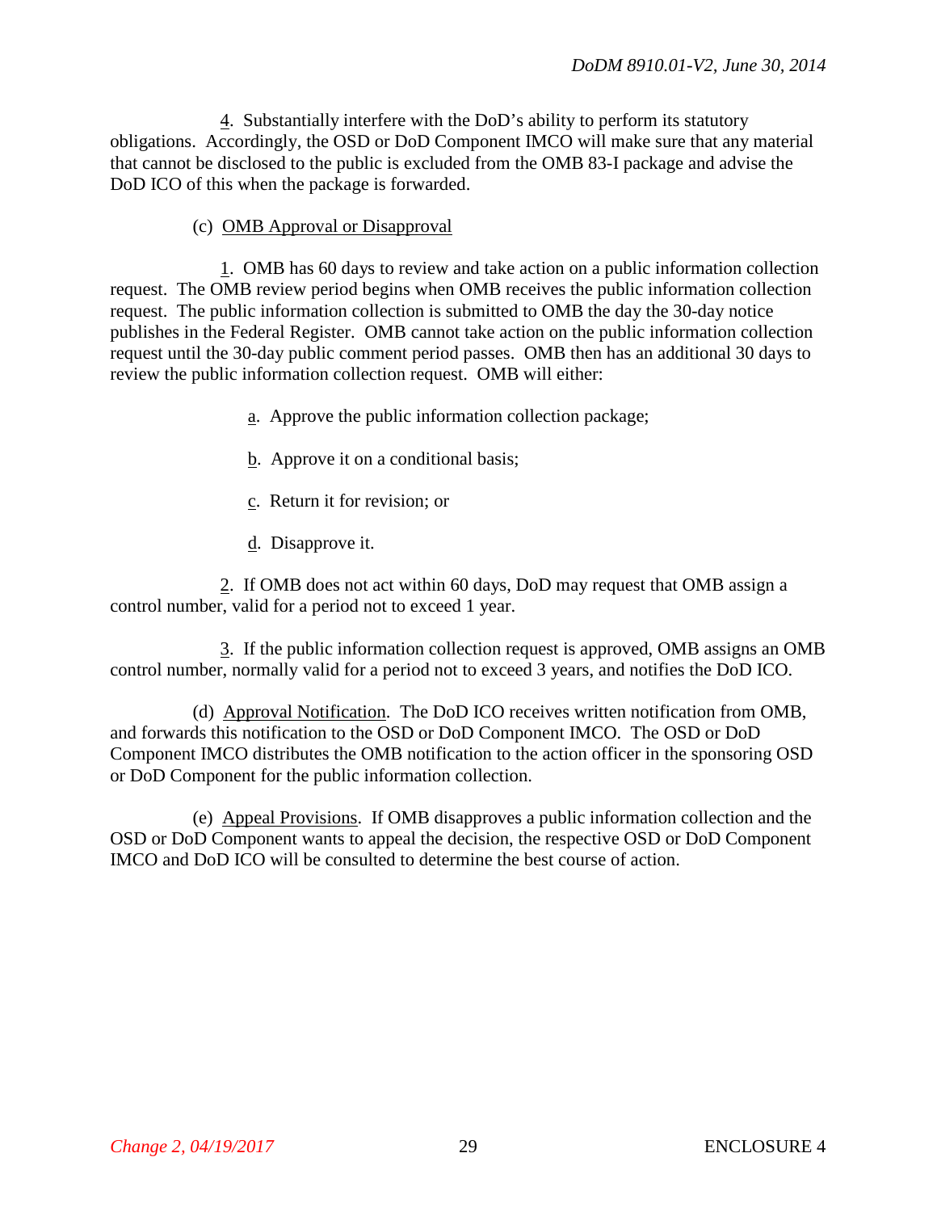4. Substantially interfere with the DoD's ability to perform its statutory obligations. Accordingly, the OSD or DoD Component IMCO will make sure that any material that cannot be disclosed to the public is excluded from the OMB 83-I package and advise the DoD ICO of this when the package is forwarded.

(c) OMB Approval or Disapproval

1. OMB has 60 days to review and take action on a public information collection request. The OMB review period begins when OMB receives the public information collection request. The public information collection is submitted to OMB the day the 30-day notice publishes in the Federal Register. OMB cannot take action on the public information collection request until the 30-day public comment period passes. OMB then has an additional 30 days to review the public information collection request. OMB will either:

a. Approve the public information collection package;

b. Approve it on a conditional basis;

c. Return it for revision; or

d. Disapprove it.

2. If OMB does not act within 60 days, DoD may request that OMB assign a control number, valid for a period not to exceed 1 year.

3. If the public information collection request is approved, OMB assigns an OMB control number, normally valid for a period not to exceed 3 years, and notifies the DoD ICO.

(d) Approval Notification. The DoD ICO receives written notification from OMB, and forwards this notification to the OSD or DoD Component IMCO. The OSD or DoD Component IMCO distributes the OMB notification to the action officer in the sponsoring OSD or DoD Component for the public information collection.

(e) Appeal Provisions. If OMB disapproves a public information collection and the OSD or DoD Component wants to appeal the decision, the respective OSD or DoD Component IMCO and DoD ICO will be consulted to determine the best course of action.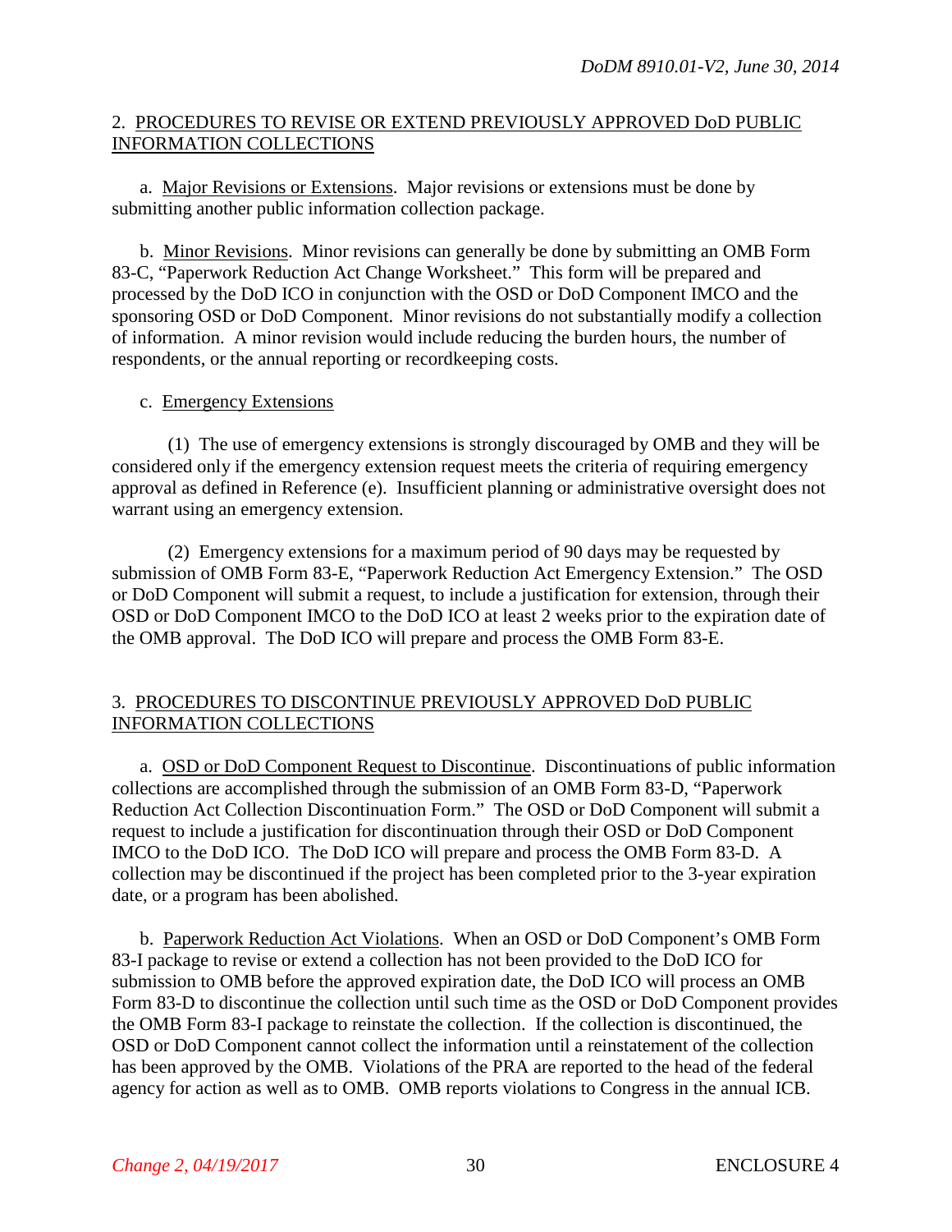## 2. PROCEDURES TO REVISE OR EXTEND PREVIOUSLY APPROVED DoD PUBLIC INFORMATION COLLECTIONS

a. Major Revisions or Extensions. Major revisions or extensions must be done by submitting another public information collection package.

b. Minor Revisions. Minor revisions can generally be done by submitting an OMB Form 83-C, "Paperwork Reduction Act Change Worksheet." This form will be prepared and processed by the DoD ICO in conjunction with the OSD or DoD Component IMCO and the sponsoring OSD or DoD Component. Minor revisions do not substantially modify a collection of information. A minor revision would include reducing the burden hours, the number of respondents, or the annual reporting or recordkeeping costs.

c. Emergency Extensions

(1) The use of emergency extensions is strongly discouraged by OMB and they will be considered only if the emergency extension request meets the criteria of requiring emergency approval as defined in Reference (e). Insufficient planning or administrative oversight does not warrant using an emergency extension.

(2) Emergency extensions for a maximum period of 90 days may be requested by submission of OMB Form 83-E, "Paperwork Reduction Act Emergency Extension." The OSD or DoD Component will submit a request, to include a justification for extension, through their OSD or DoD Component IMCO to the DoD ICO at least 2 weeks prior to the expiration date of the OMB approval. The DoD ICO will prepare and process the OMB Form 83-E.

## 3. PROCEDURES TO DISCONTINUE PREVIOUSLY APPROVED DoD PUBLIC INFORMATION COLLECTIONS

a. OSD or DoD Component Request to Discontinue. Discontinuations of public information collections are accomplished through the submission of an OMB Form 83-D, "Paperwork Reduction Act Collection Discontinuation Form." The OSD or DoD Component will submit a request to include a justification for discontinuation through their OSD or DoD Component IMCO to the DoD ICO. The DoD ICO will prepare and process the OMB Form 83-D. A collection may be discontinued if the project has been completed prior to the 3-year expiration date, or a program has been abolished.

b. Paperwork Reduction Act Violations. When an OSD or DoD Component's OMB Form 83-I package to revise or extend a collection has not been provided to the DoD ICO for submission to OMB before the approved expiration date, the DoD ICO will process an OMB Form 83-D to discontinue the collection until such time as the OSD or DoD Component provides the OMB Form 83-I package to reinstate the collection. If the collection is discontinued, the OSD or DoD Component cannot collect the information until a reinstatement of the collection has been approved by the OMB. Violations of the PRA are reported to the head of the federal agency for action as well as to OMB. OMB reports violations to Congress in the annual ICB.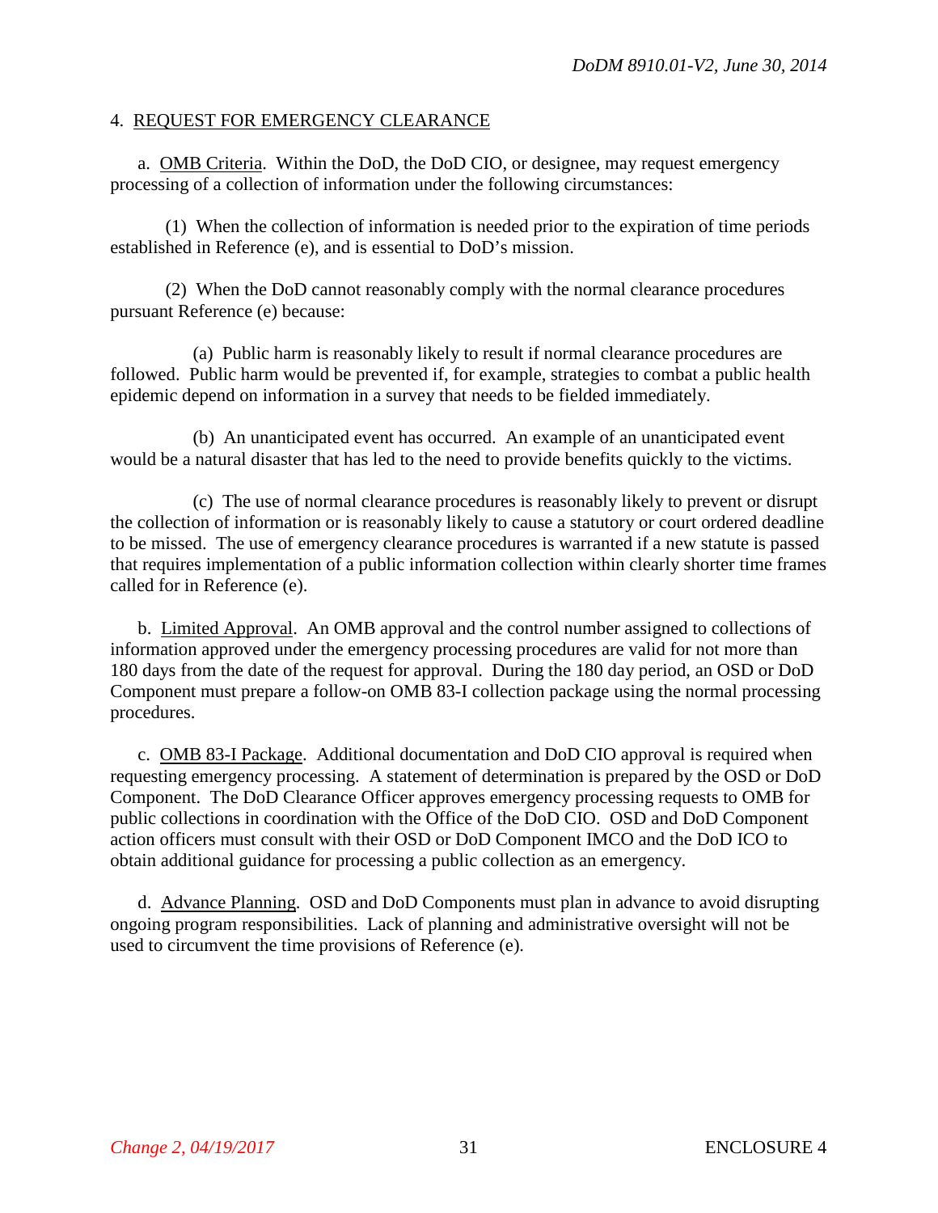4. REQUEST FOR EMERGENCY CLEARANCE

a. OMB Criteria. Within the DoD, the DoD CIO, or designee, may request emergency processing of a collection of information under the following circumstances:

(1) When the collection of information is needed prior to the expiration of time periods established in Reference (e), and is essential to DoD's mission.

(2) When the DoD cannot reasonably comply with the normal clearance procedures pursuant Reference (e) because:

(a) Public harm is reasonably likely to result if normal clearance procedures are followed. Public harm would be prevented if, for example, strategies to combat a public health epidemic depend on information in a survey that needs to be fielded immediately.

(b) An unanticipated event has occurred. An example of an unanticipated event would be a natural disaster that has led to the need to provide benefits quickly to the victims.

(c) The use of normal clearance procedures is reasonably likely to prevent or disrupt the collection of information or is reasonably likely to cause a statutory or court ordered deadline to be missed. The use of emergency clearance procedures is warranted if a new statute is passed that requires implementation of a public information collection within clearly shorter time frames called for in Reference (e).

b. Limited Approval. An OMB approval and the control number assigned to collections of information approved under the emergency processing procedures are valid for not more than 180 days from the date of the request for approval. During the 180 day period, an OSD or DoD Component must prepare a follow-on OMB 83-I collection package using the normal processing procedures.

c. OMB 83-I Package. Additional documentation and DoD CIO approval is required when requesting emergency processing. A statement of determination is prepared by the OSD or DoD Component. The DoD Clearance Officer approves emergency processing requests to OMB for public collections in coordination with the Office of the DoD CIO. OSD and DoD Component action officers must consult with their OSD or DoD Component IMCO and the DoD ICO to obtain additional guidance for processing a public collection as an emergency.

d. Advance Planning. OSD and DoD Components must plan in advance to avoid disrupting ongoing program responsibilities. Lack of planning and administrative oversight will not be used to circumvent the time provisions of Reference (e).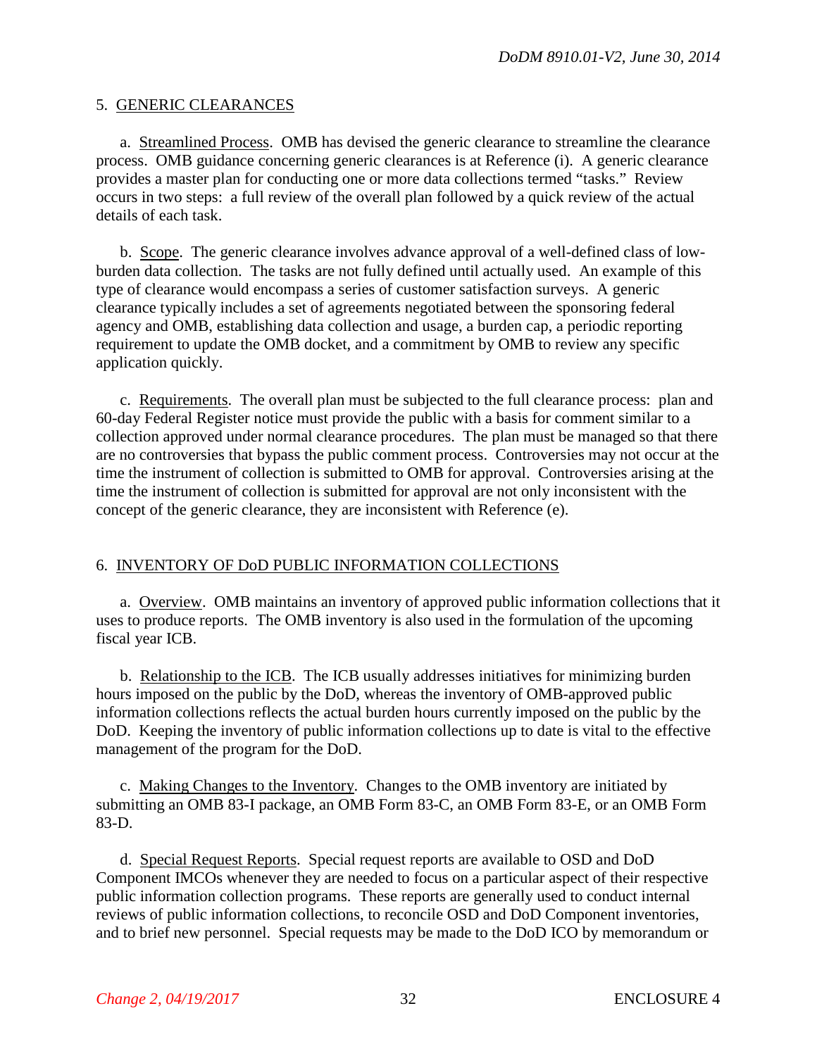## 5. GENERIC CLEARANCES

a. Streamlined Process. OMB has devised the generic clearance to streamline the clearance process. OMB guidance concerning generic clearances is at Reference (i). A generic clearance provides a master plan for conducting one or more data collections termed "tasks." Review occurs in two steps: a full review of the overall plan followed by a quick review of the actual details of each task.

b. Scope. The generic clearance involves advance approval of a well-defined class of low-burden data collection. The tasks are not fully defined until actually used. An example of this type of clearance would encompass a series of customer satisfaction surveys. A generic clearance typically includes a set of agreements negotiated between the sponsoring federal agency and OMB, establishing data collection and usage, a burden cap, a periodic reporting requirement to update the OMB docket, and a commitment by OMB to review any specific application quickly.

c. Requirements. The overall plan must be subjected to the full clearance process: plan and 60-day Federal Register notice must provide the public with a basis for comment similar to a collection approved under normal clearance procedures. The plan must be managed so that there are no controversies that bypass the public comment process. Controversies may not occur at the time the instrument of collection is submitted to OMB for approval. Controversies arising at the time the instrument of collection is submitted for approval are not only inconsistent with the concept of the generic clearance, they are inconsistent with Reference (e).

## 6. INVENTORY OF DoD PUBLIC INFORMATION COLLECTIONS

a. Overview. OMB maintains an inventory of approved public information collections that it uses to produce reports. The OMB inventory is also used in the formulation of the upcoming fiscal year ICB.

b. Relationship to the ICB. The ICB usually addresses initiatives for minimizing burden hours imposed on the public by the DoD, whereas the inventory of OMB-approved public information collections reflects the actual burden hours currently imposed on the public by the DoD. Keeping the inventory of public information collections up to date is vital to the effective management of the program for the DoD.

c. Making Changes to the Inventory. Changes to the OMB inventory are initiated by submitting an OMB 83-I package, an OMB Form 83-C, an OMB Form 83-E, or an OMB Form 83-D.

d. Special Request Reports. Special request reports are available to OSD and DoD Component IMCOs whenever they are needed to focus on a particular aspect of their respective public information collection programs. These reports are generally used to conduct internal reviews of public information collections, to reconcile OSD and DoD Component inventories, and to brief new personnel. Special requests may be made to the DoD ICO by memorandum or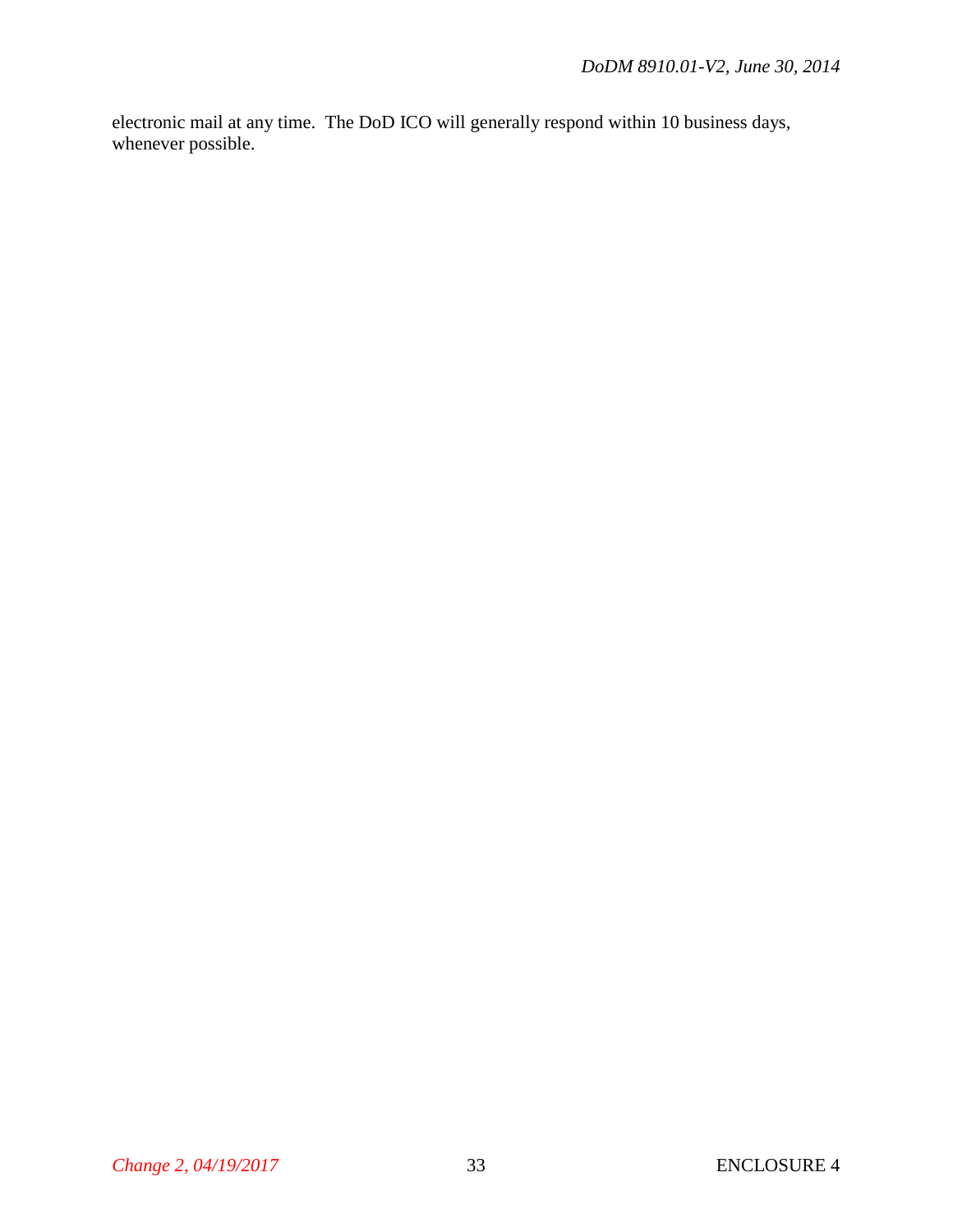electronic mail at any time. The DoD ICO will generally respond within 10 business days, whenever possible.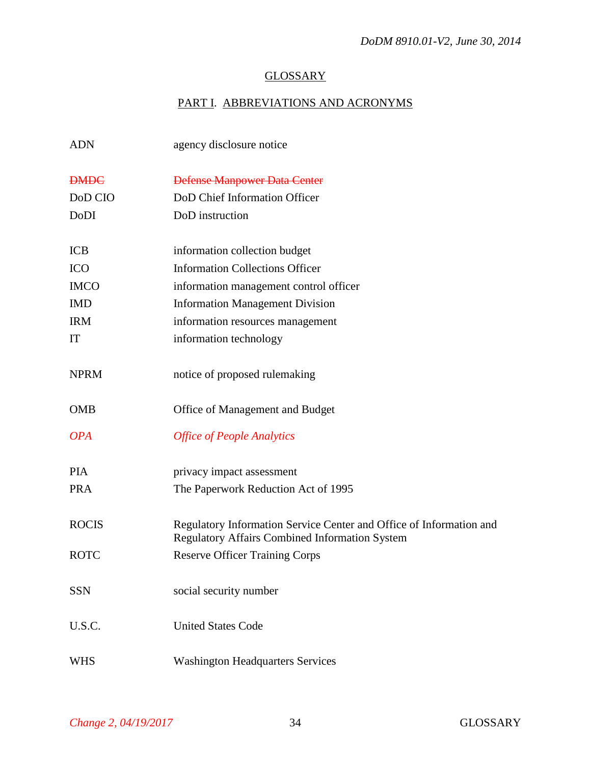# GLOSSARY

## PART I. ABBREVIATIONS AND ACRONYMS

| | |
|---|---|
| ADN | agency disclosure notice |
| ~~DMDC~~ | ~~Defense Manpower Data Center~~ |
| DoD CIO | DoD Chief Information Officer |
| DoDI | DoD instruction |
| ICB | information collection budget |
| ICO | Information Collections Officer |
| IMCO | information management control officer |
| IMD | Information Management Division |
| IRM | information resources management |
| IT | information technology |
| NPRM | notice of proposed rulemaking |
| OMB | Office of Management and Budget |
| *OPA* | *Office of People Analytics* |
| PIA | privacy impact assessment |
| PRA | The Paperwork Reduction Act of 1995 |
| ROCIS | Regulatory Information Service Center and Office of Information and Regulatory Affairs Combined Information System |
| ROTC | Reserve Officer Training Corps |
| SSN | social security number |
| U.S.C. | United States Code |
| WHS | Washington Headquarters Services |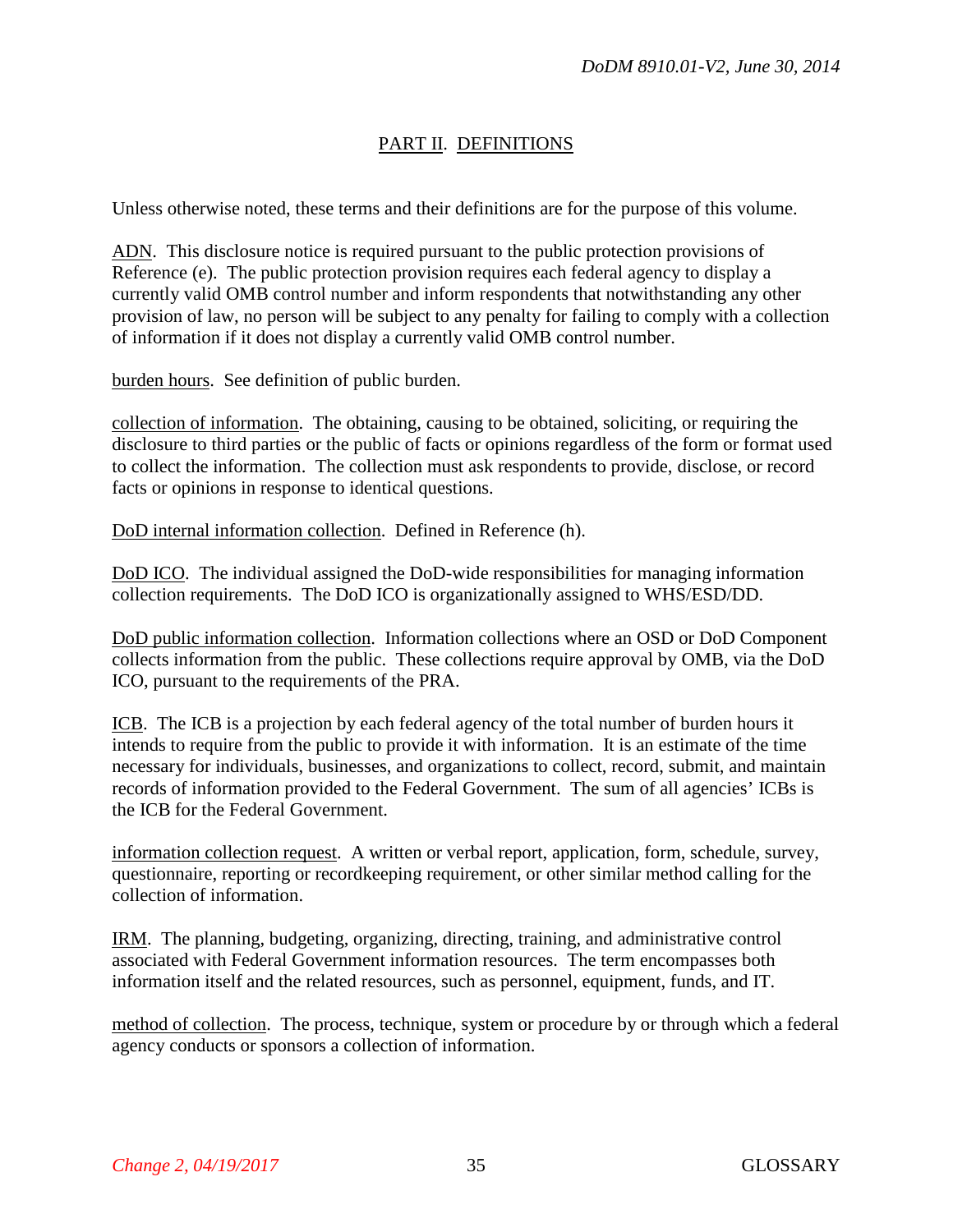## PART II. DEFINITIONS

Unless otherwise noted, these terms and their definitions are for the purpose of this volume.

ADN. This disclosure notice is required pursuant to the public protection provisions of Reference (e). The public protection provision requires each federal agency to display a currently valid OMB control number and inform respondents that notwithstanding any other provision of law, no person will be subject to any penalty for failing to comply with a collection of information if it does not display a currently valid OMB control number.

burden hours. See definition of public burden.

collection of information. The obtaining, causing to be obtained, soliciting, or requiring the disclosure to third parties or the public of facts or opinions regardless of the form or format used to collect the information. The collection must ask respondents to provide, disclose, or record facts or opinions in response to identical questions.

DoD internal information collection. Defined in Reference (h).

DoD ICO. The individual assigned the DoD-wide responsibilities for managing information collection requirements. The DoD ICO is organizationally assigned to WHS/ESD/DD.

DoD public information collection. Information collections where an OSD or DoD Component collects information from the public. These collections require approval by OMB, via the DoD ICO, pursuant to the requirements of the PRA.

ICB. The ICB is a projection by each federal agency of the total number of burden hours it intends to require from the public to provide it with information. It is an estimate of the time necessary for individuals, businesses, and organizations to collect, record, submit, and maintain records of information provided to the Federal Government. The sum of all agencies' ICBs is the ICB for the Federal Government.

information collection request. A written or verbal report, application, form, schedule, survey, questionnaire, reporting or recordkeeping requirement, or other similar method calling for the collection of information.

IRM. The planning, budgeting, organizing, directing, training, and administrative control associated with Federal Government information resources. The term encompasses both information itself and the related resources, such as personnel, equipment, funds, and IT.

method of collection. The process, technique, system or procedure by or through which a federal agency conducts or sponsors a collection of information.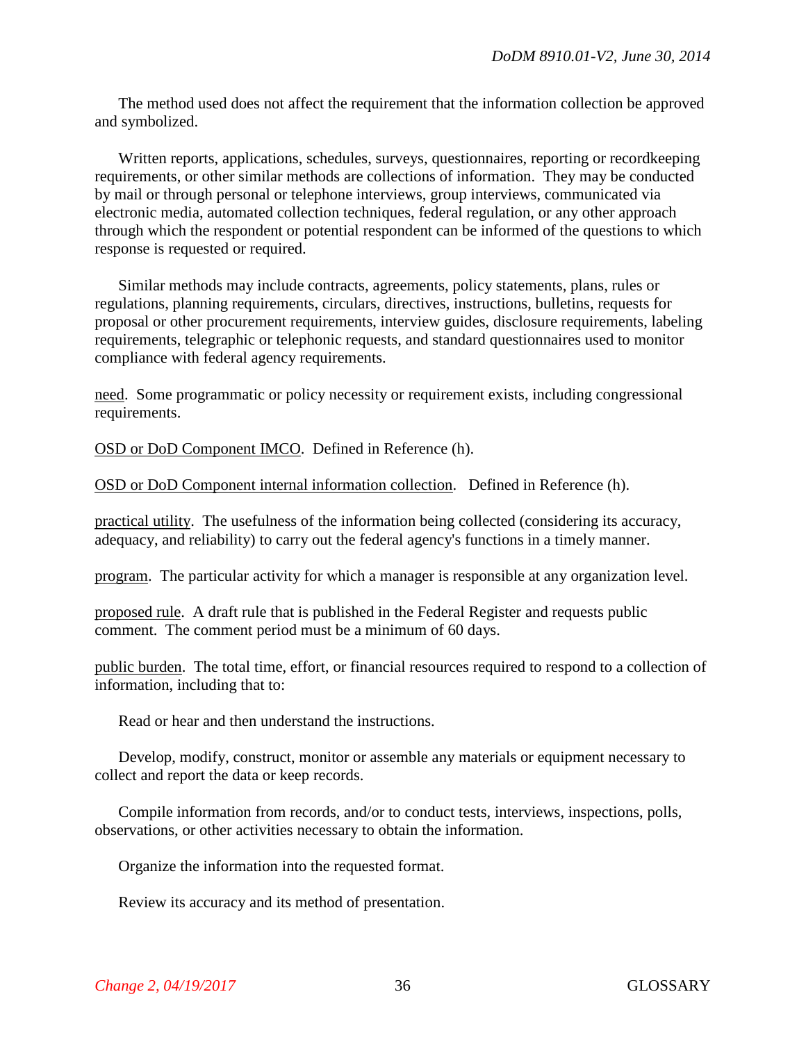The method used does not affect the requirement that the information collection be approved and symbolized.

Written reports, applications, schedules, surveys, questionnaires, reporting or recordkeeping requirements, or other similar methods are collections of information. They may be conducted by mail or through personal or telephone interviews, group interviews, communicated via electronic media, automated collection techniques, federal regulation, or any other approach through which the respondent or potential respondent can be informed of the questions to which response is requested or required.

Similar methods may include contracts, agreements, policy statements, plans, rules or regulations, planning requirements, circulars, directives, instructions, bulletins, requests for proposal or other procurement requirements, interview guides, disclosure requirements, labeling requirements, telegraphic or telephonic requests, and standard questionnaires used to monitor compliance with federal agency requirements.

need. Some programmatic or policy necessity or requirement exists, including congressional requirements.

OSD or DoD Component IMCO. Defined in Reference (h).

OSD or DoD Component internal information collection. Defined in Reference (h).

practical utility. The usefulness of the information being collected (considering its accuracy, adequacy, and reliability) to carry out the federal agency's functions in a timely manner.

program. The particular activity for which a manager is responsible at any organization level.

proposed rule. A draft rule that is published in the Federal Register and requests public comment. The comment period must be a minimum of 60 days.

public burden. The total time, effort, or financial resources required to respond to a collection of information, including that to:

Read or hear and then understand the instructions.

Develop, modify, construct, monitor or assemble any materials or equipment necessary to collect and report the data or keep records.

Compile information from records, and/or to conduct tests, interviews, inspections, polls, observations, or other activities necessary to obtain the information.

Organize the information into the requested format.

Review its accuracy and its method of presentation.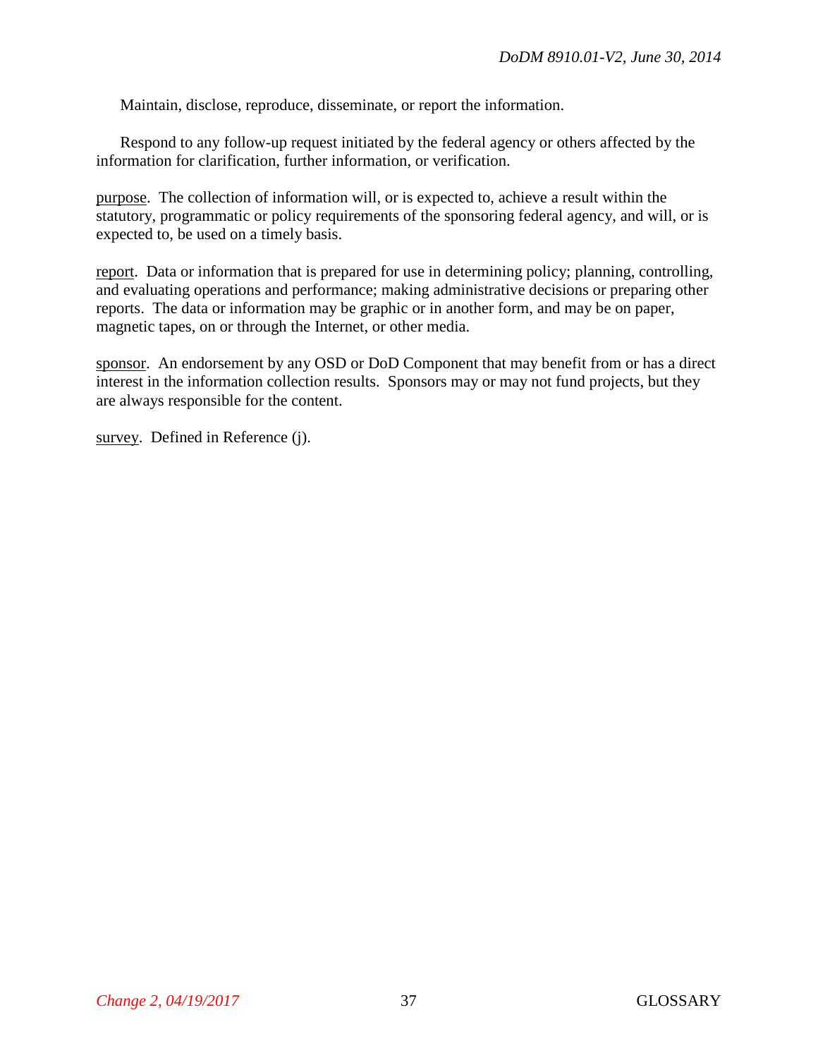Maintain, disclose, reproduce, disseminate, or report the information.

Respond to any follow-up request initiated by the federal agency or others affected by the information for clarification, further information, or verification.

purpose. The collection of information will, or is expected to, achieve a result within the statutory, programmatic or policy requirements of the sponsoring federal agency, and will, or is expected to, be used on a timely basis.

report. Data or information that is prepared for use in determining policy; planning, controlling, and evaluating operations and performance; making administrative decisions or preparing other reports. The data or information may be graphic or in another form, and may be on paper, magnetic tapes, on or through the Internet, or other media.

sponsor. An endorsement by any OSD or DoD Component that may benefit from or has a direct interest in the information collection results. Sponsors may or may not fund projects, but they are always responsible for the content.

survey. Defined in Reference (j).